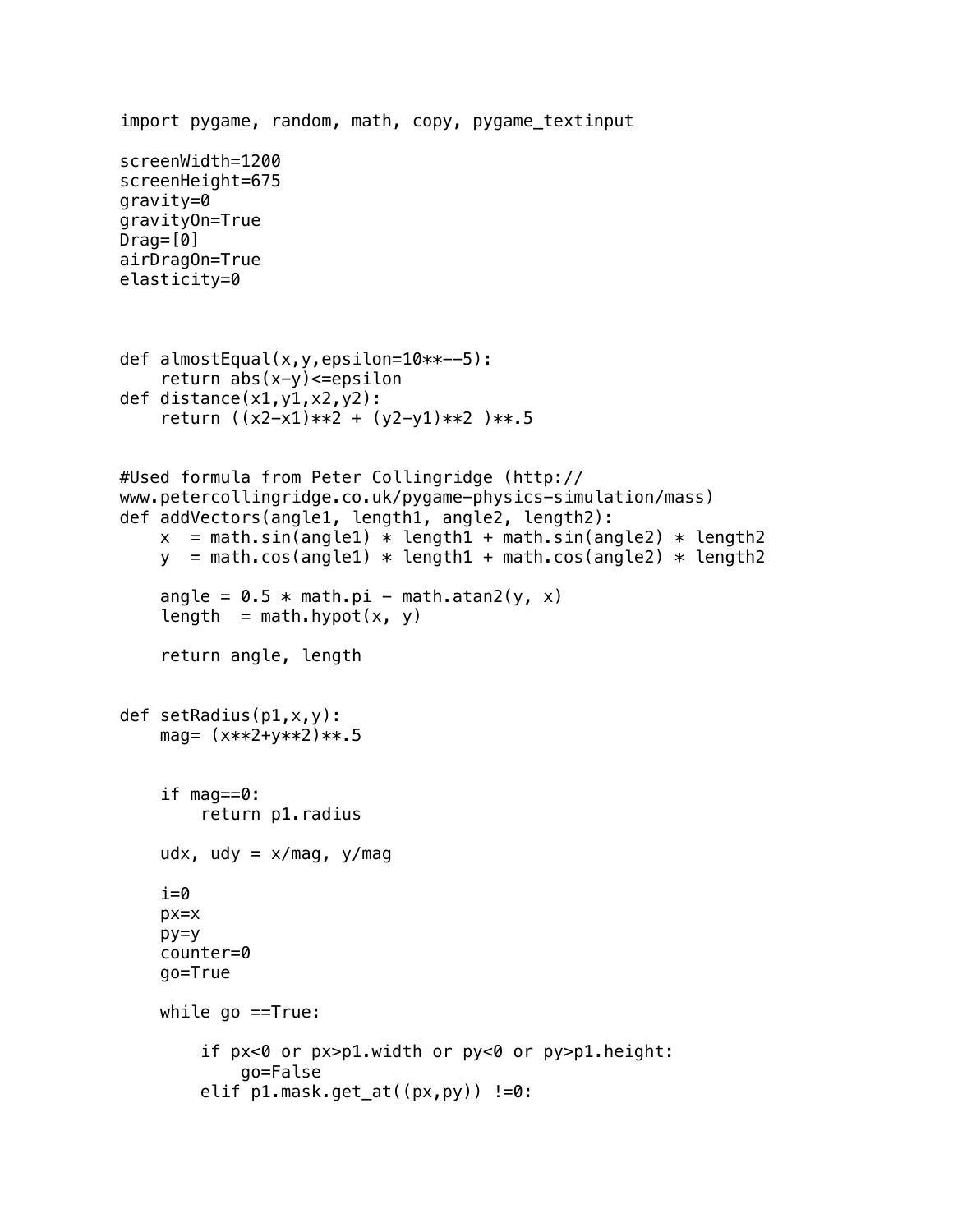```
import pygame, random, math, copy, pygame_textinput

screenWidth=1200
screenHeight=675
gravity=0
gravityOn=True
Drag=[0]
airDragOn=True
elasticity=0



def almostEqual(x,y,epsilon=10**--5):
    return abs(x-y)<=epsilon
def distance(x1,y1,x2,y2):
    return ((x2-x1)**2 + (y2-y1)**2 )**.5


#Used formula from Peter Collingridge (http://
www.petercollingridge.co.uk/pygame-physics-simulation/mass)
def addVectors(angle1, length1, angle2, length2):
    x  = math.sin(angle1) * length1 + math.sin(angle2) * length2
    y  = math.cos(angle1) * length1 + math.cos(angle2) * length2

    angle = 0.5 * math.pi - math.atan2(y, x)
    length  = math.hypot(x, y)

    return angle, length


def setRadius(p1,x,y):
    mag= (x**2+y**2)**.5


    if mag==0:
        return p1.radius

    udx, udy = x/mag, y/mag

    i=0
    px=x
    py=y
    counter=0
    go=True

    while go ==True:

        if px<0 or px>p1.width or py<0 or py>p1.height:
            go=False
        elif p1.mask.get_at((px,py)) !=0:
```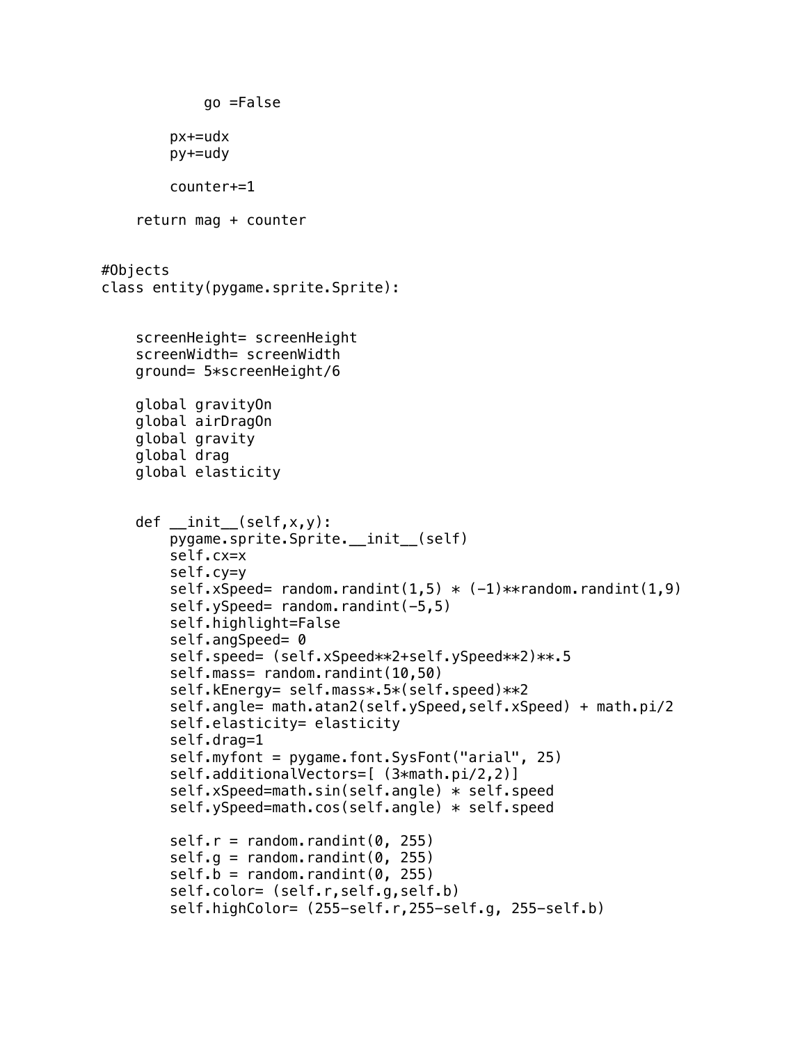```
            go =False

        px+=udx
        py+=udy

        counter+=1

    return mag + counter


#Objects
class entity(pygame.sprite.Sprite):


    screenHeight= screenHeight
    screenWidth= screenWidth
    ground= 5*screenHeight/6

    global gravityOn
    global airDragOn
    global gravity
    global drag
    global elasticity


    def __init__(self,x,y):
        pygame.sprite.Sprite.__init__(self)
        self.cx=x
        self.cy=y
        self.xSpeed= random.randint(1,5) * (-1)**random.randint(1,9)
        self.ySpeed= random.randint(-5,5)
        self.highlight=False
        self.angSpeed= 0
        self.speed= (self.xSpeed**2+self.ySpeed**2)**.5
        self.mass= random.randint(10,50)
        self.kEnergy= self.mass*.5*(self.speed)**2
        self.angle= math.atan2(self.ySpeed,self.xSpeed) + math.pi/2
        self.elasticity= elasticity
        self.drag=1
        self.myfont = pygame.font.SysFont("arial", 25)
        self.additionalVectors=[ (3*math.pi/2,2)]
        self.xSpeed=math.sin(self.angle) * self.speed
        self.ySpeed=math.cos(self.angle) * self.speed

        self.r = random.randint(0, 255)
        self.g = random.randint(0, 255)
        self.b = random.randint(0, 255)
        self.color= (self.r,self.g,self.b)
        self.highColor= (255-self.r,255-self.g, 255-self.b)
```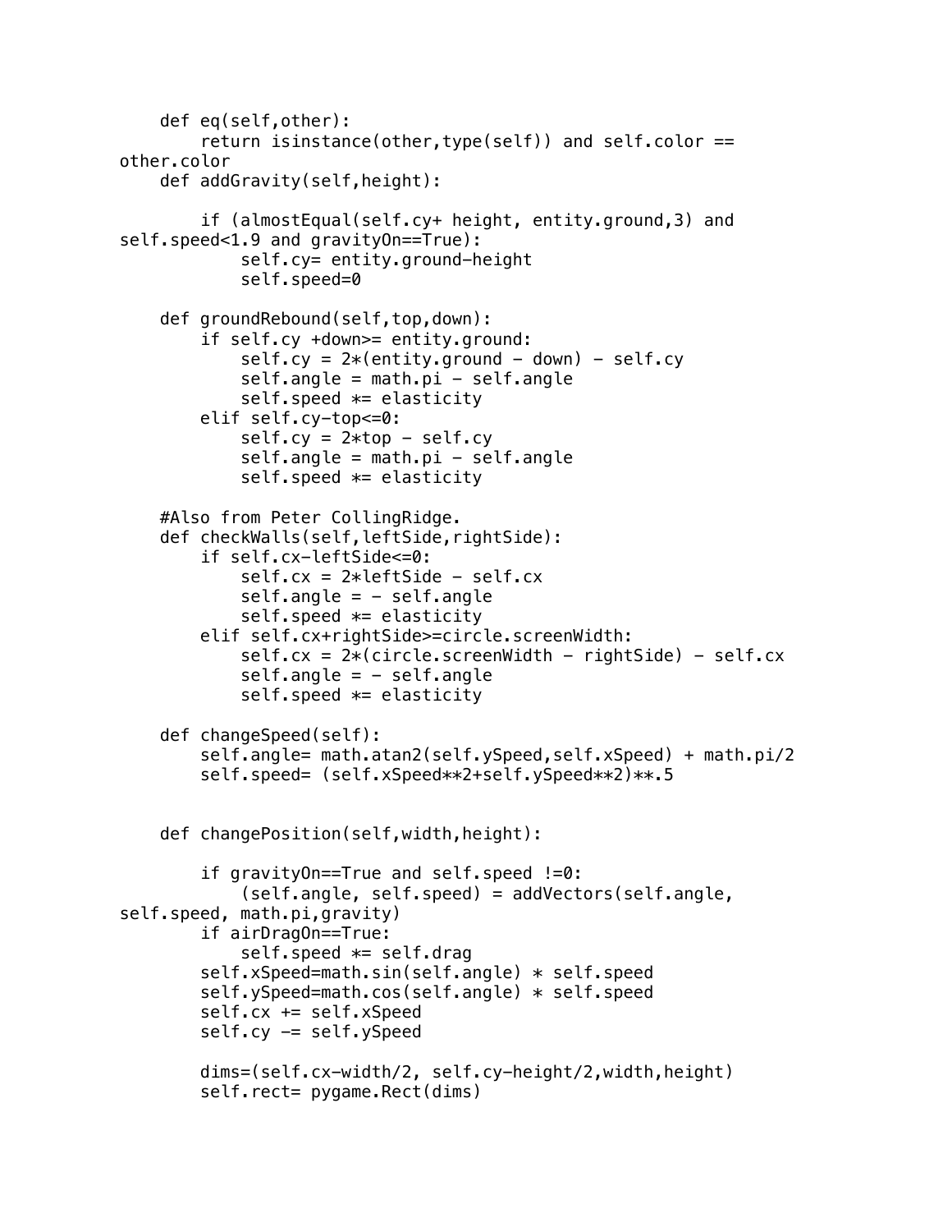```
    def eq(self,other):
        return isinstance(other,type(self)) and self.color == 
other.color
    def addGravity(self,height):

        if (almostEqual(self.cy+ height, entity.ground,3) and 
self.speed<1.9 and gravityOn==True):
            self.cy= entity.ground-height
            self.speed=0

    def groundRebound(self,top,down):
        if self.cy +down>= entity.ground:
            self.cy = 2*(entity.ground - down) - self.cy
            self.angle = math.pi - self.angle
            self.speed *= elasticity
        elif self.cy-top<=0:
            self.cy = 2*top - self.cy
            self.angle = math.pi - self.angle
            self.speed *= elasticity

    #Also from Peter CollingRidge.
    def checkWalls(self,leftSide,rightSide):
        if self.cx-leftSide<=0:
            self.cx = 2*leftSide - self.cx
            self.angle = - self.angle
            self.speed *= elasticity
        elif self.cx+rightSide>=circle.screenWidth:
            self.cx = 2*(circle.screenWidth - rightSide) - self.cx
            self.angle = - self.angle
            self.speed *= elasticity

    def changeSpeed(self):
        self.angle= math.atan2(self.ySpeed,self.xSpeed) + math.pi/2
        self.speed= (self.xSpeed**2+self.ySpeed**2)**.5


    def changePosition(self,width,height):

        if gravityOn==True and self.speed !=0:
            (self.angle, self.speed) = addVectors(self.angle, 
self.speed, math.pi,gravity)
        if airDragOn==True:
            self.speed *= self.drag
        self.xSpeed=math.sin(self.angle) * self.speed
        self.ySpeed=math.cos(self.angle) * self.speed
        self.cx += self.xSpeed
        self.cy -= self.ySpeed

        dims=(self.cx-width/2, self.cy-height/2,width,height)
        self.rect= pygame.Rect(dims)
```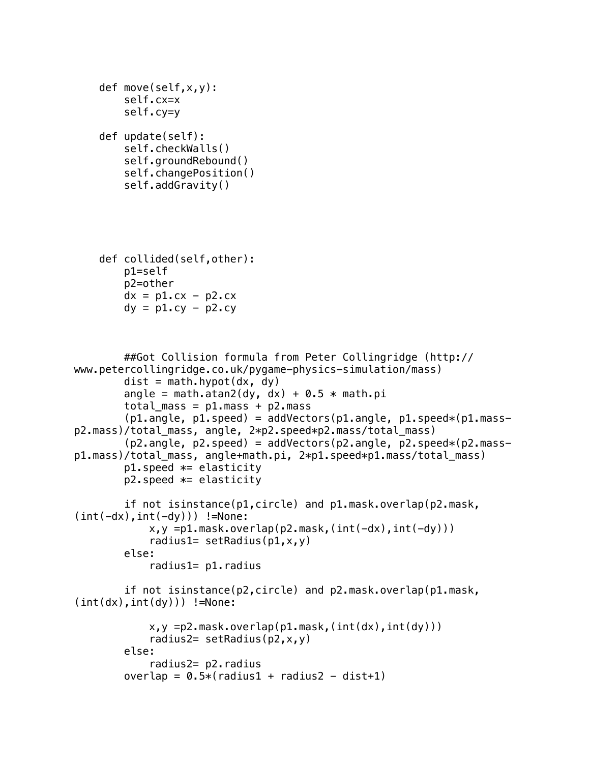```python
    def move(self,x,y):
        self.cx=x
        self.cy=y

    def update(self):
        self.checkWalls()
        self.groundRebound()
        self.changePosition()
        self.addGravity()





    def collided(self,other):
        p1=self
        p2=other
        dx = p1.cx - p2.cx
        dy = p1.cy - p2.cy



        ##Got Collision formula from Peter Collingridge (http://
www.petercollingridge.co.uk/pygame-physics-simulation/mass)
        dist = math.hypot(dx, dy)
        angle = math.atan2(dy, dx) + 0.5 * math.pi
        total_mass = p1.mass + p2.mass
        (p1.angle, p1.speed) = addVectors(p1.angle, p1.speed*(p1.mass-
p2.mass)/total_mass, angle, 2*p2.speed*p2.mass/total_mass)
        (p2.angle, p2.speed) = addVectors(p2.angle, p2.speed*(p2.mass-
p1.mass)/total_mass, angle+math.pi, 2*p1.speed*p1.mass/total_mass)
        p1.speed *= elasticity
        p2.speed *= elasticity

        if not isinstance(p1,circle) and p1.mask.overlap(p2.mask,
(int(-dx),int(-dy))) !=None:
            x,y =p1.mask.overlap(p2.mask,(int(-dx),int(-dy)))
            radius1= setRadius(p1,x,y)
        else:
            radius1= p1.radius

        if not isinstance(p2,circle) and p2.mask.overlap(p1.mask,
(int(dx),int(dy))) !=None:

            x,y =p2.mask.overlap(p1.mask,(int(dx),int(dy)))
            radius2= setRadius(p2,x,y)
        else:
            radius2= p2.radius
        overlap = 0.5*(radius1 + radius2 - dist+1)
```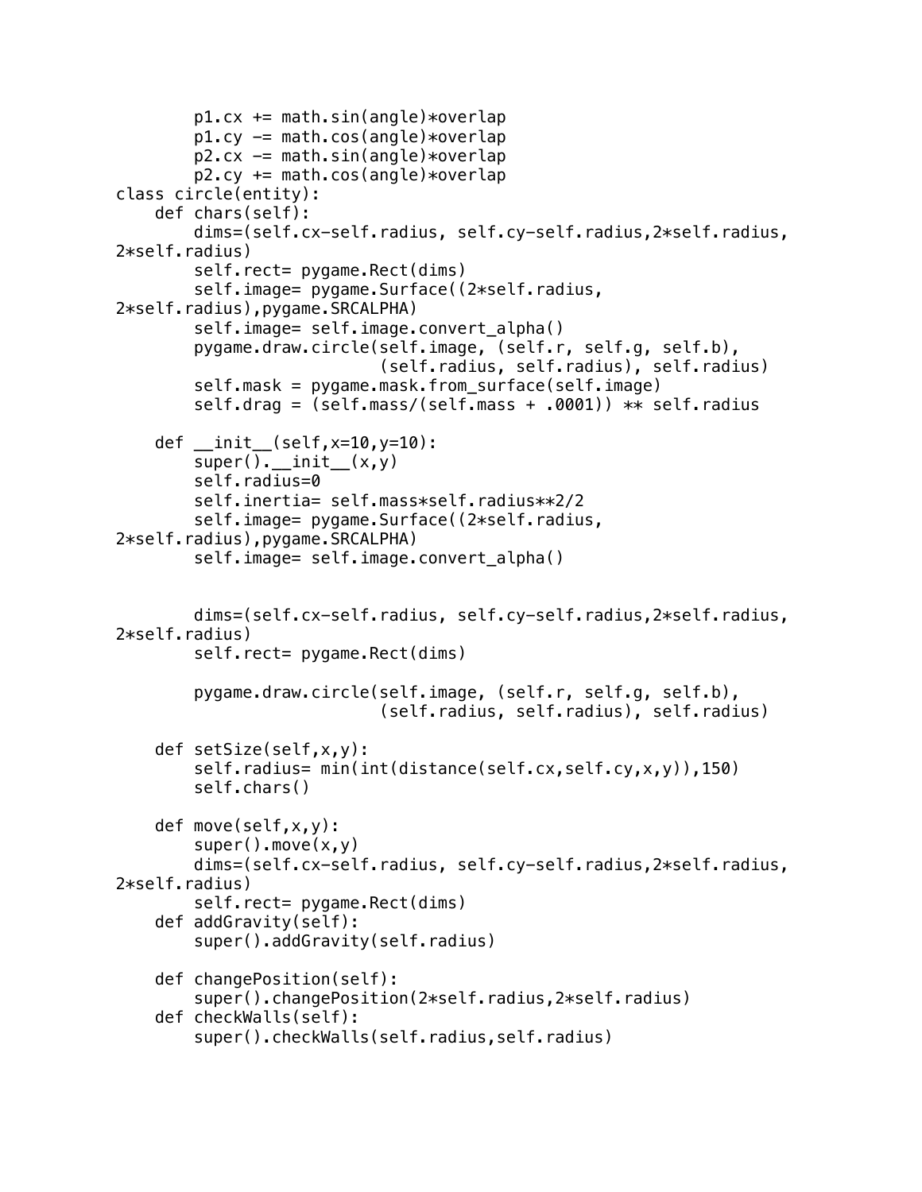```
        p1.cx += math.sin(angle)*overlap
        p1.cy -= math.cos(angle)*overlap
        p2.cx -= math.sin(angle)*overlap
        p2.cy += math.cos(angle)*overlap
class circle(entity):
    def chars(self):
        dims=(self.cx-self.radius, self.cy-self.radius,2*self.radius,
2*self.radius)
        self.rect= pygame.Rect(dims)
        self.image= pygame.Surface((2*self.radius,
2*self.radius),pygame.SRCALPHA)
        self.image= self.image.convert_alpha()
        pygame.draw.circle(self.image, (self.r, self.g, self.b),
                           (self.radius, self.radius), self.radius)
        self.mask = pygame.mask.from_surface(self.image)
        self.drag = (self.mass/(self.mass + .0001)) ** self.radius

    def __init__(self,x=10,y=10):
        super().__init__(x,y)
        self.radius=0
        self.inertia= self.mass*self.radius**2/2
        self.image= pygame.Surface((2*self.radius,
2*self.radius),pygame.SRCALPHA)
        self.image= self.image.convert_alpha()


        dims=(self.cx-self.radius, self.cy-self.radius,2*self.radius,
2*self.radius)
        self.rect= pygame.Rect(dims)

        pygame.draw.circle(self.image, (self.r, self.g, self.b),
                           (self.radius, self.radius), self.radius)

    def setSize(self,x,y):
        self.radius= min(int(distance(self.cx,self.cy,x,y)),150)
        self.chars()

    def move(self,x,y):
        super().move(x,y)
        dims=(self.cx-self.radius, self.cy-self.radius,2*self.radius,
2*self.radius)
        self.rect= pygame.Rect(dims)
    def addGravity(self):
        super().addGravity(self.radius)

    def changePosition(self):
        super().changePosition(2*self.radius,2*self.radius)
    def checkWalls(self):
        super().checkWalls(self.radius,self.radius)
```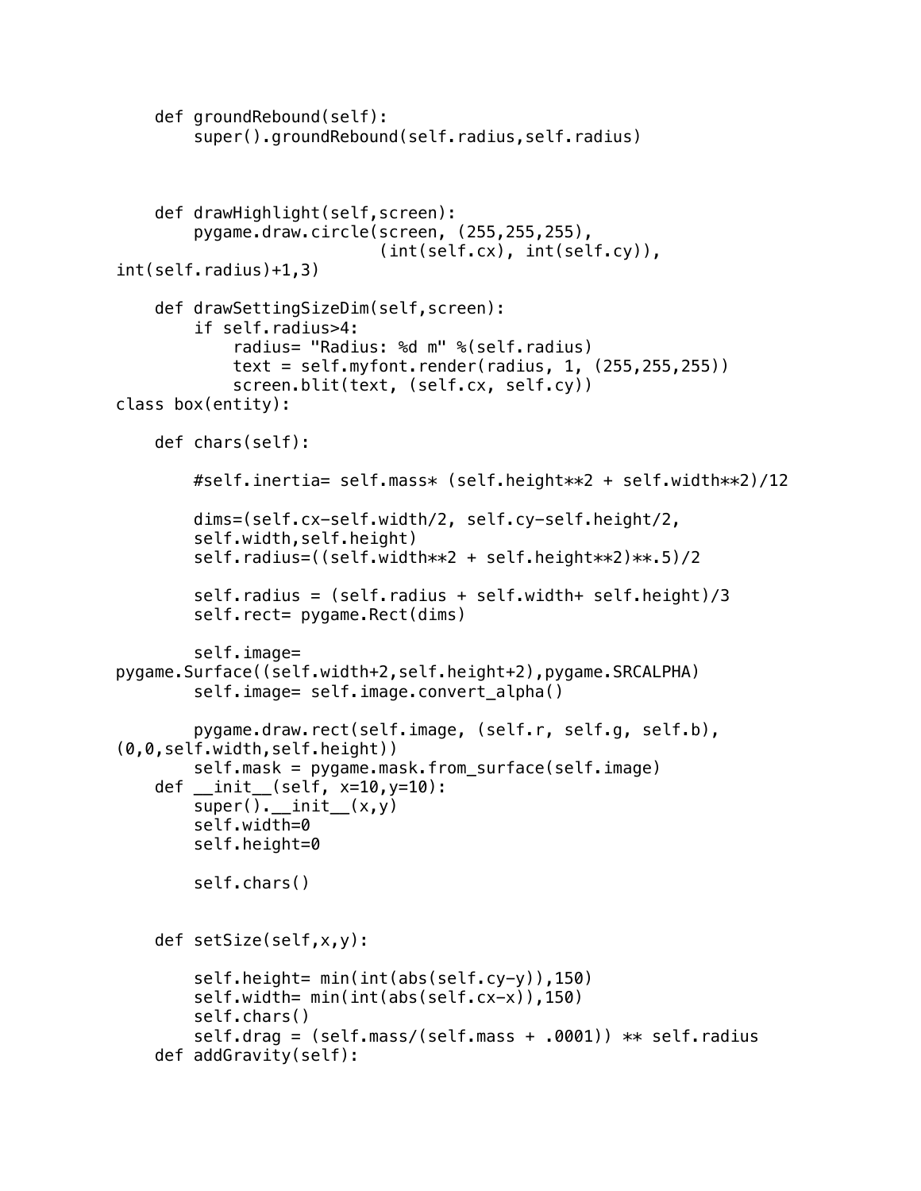```
    def groundRebound(self):
        super().groundRebound(self.radius,self.radius)



    def drawHighlight(self,screen):
        pygame.draw.circle(screen, (255,255,255),
                           (int(self.cx), int(self.cy)),
int(self.radius)+1,3)

    def drawSettingSizeDim(self,screen):
        if self.radius>4:
            radius= "Radius: %d m" %(self.radius)
            text = self.myfont.render(radius, 1, (255,255,255))
            screen.blit(text, (self.cx, self.cy))
class box(entity):

    def chars(self):

        #self.inertia= self.mass* (self.height**2 + self.width**2)/12

        dims=(self.cx-self.width/2, self.cy-self.height/2,
        self.width,self.height)
        self.radius=((self.width**2 + self.height**2)**.5)/2

        self.radius = (self.radius + self.width+ self.height)/3
        self.rect= pygame.Rect(dims)

        self.image=
pygame.Surface((self.width+2,self.height+2),pygame.SRCALPHA)
        self.image= self.image.convert_alpha()

        pygame.draw.rect(self.image, (self.r, self.g, self.b),
(0,0,self.width,self.height))
        self.mask = pygame.mask.from_surface(self.image)
    def __init__(self, x=10,y=10):
        super().__init__(x,y)
        self.width=0
        self.height=0

        self.chars()


    def setSize(self,x,y):

        self.height= min(int(abs(self.cy-y)),150)
        self.width= min(int(abs(self.cx-x)),150)
        self.chars()
        self.drag = (self.mass/(self.mass + .0001)) ** self.radius
    def addGravity(self):
```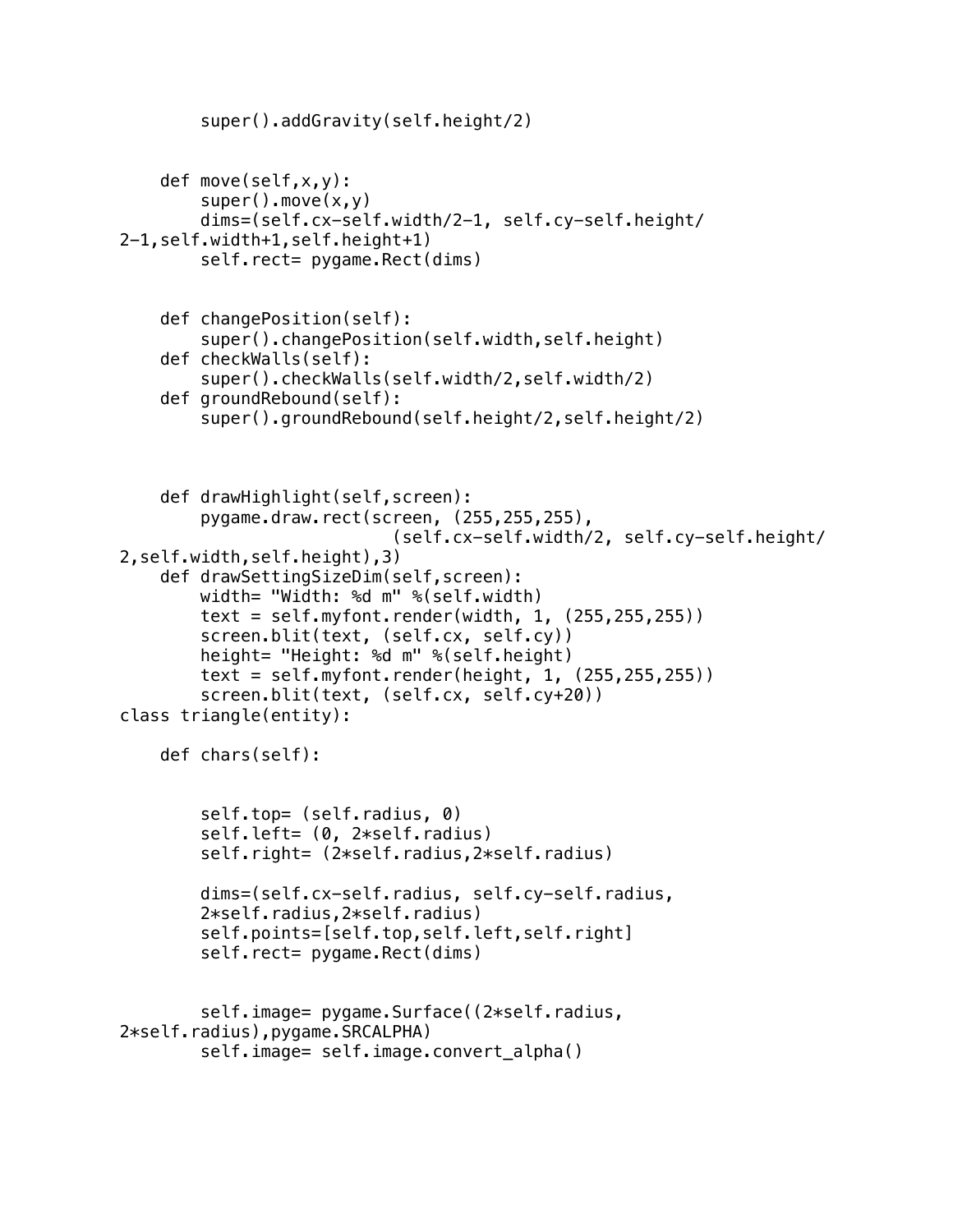```
        super().addGravity(self.height/2)


    def move(self,x,y):
        super().move(x,y)
        dims=(self.cx-self.width/2-1, self.cy-self.height/
2-1,self.width+1,self.height+1)
        self.rect= pygame.Rect(dims)


    def changePosition(self):
        super().changePosition(self.width,self.height)
    def checkWalls(self):
        super().checkWalls(self.width/2,self.width/2)
    def groundRebound(self):
        super().groundRebound(self.height/2,self.height/2)



    def drawHighlight(self,screen):
        pygame.draw.rect(screen, (255,255,255),
                             (self.cx-self.width/2, self.cy-self.height/
2,self.width,self.height),3)
    def drawSettingSizeDim(self,screen):
        width= "Width: %d m" %(self.width)
        text = self.myfont.render(width, 1, (255,255,255))
        screen.blit(text, (self.cx, self.cy))
        height= "Height: %d m" %(self.height)
        text = self.myfont.render(height, 1, (255,255,255))
        screen.blit(text, (self.cx, self.cy+20))
class triangle(entity):

    def chars(self):


        self.top= (self.radius, 0)
        self.left= (0, 2*self.radius)
        self.right= (2*self.radius,2*self.radius)

        dims=(self.cx-self.radius, self.cy-self.radius,
        2*self.radius,2*self.radius)
        self.points=[self.top,self.left,self.right]
        self.rect= pygame.Rect(dims)


        self.image= pygame.Surface((2*self.radius,
2*self.radius),pygame.SRCALPHA)
        self.image= self.image.convert_alpha()
```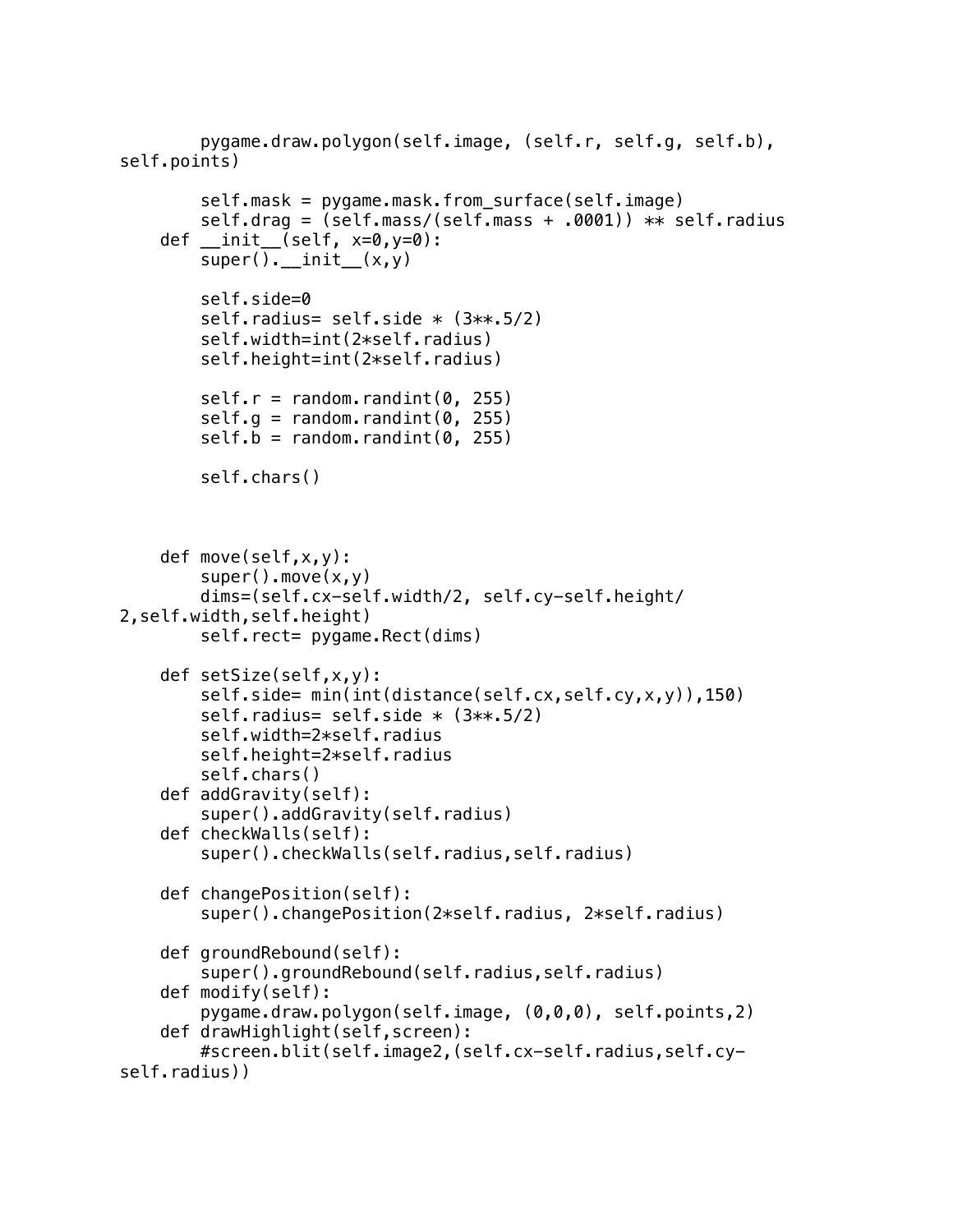```
        pygame.draw.polygon(self.image, (self.r, self.g, self.b), 
self.points)

        self.mask = pygame.mask.from_surface(self.image)
        self.drag = (self.mass/(self.mass + .0001)) ** self.radius
    def __init__(self, x=0,y=0):
        super().__init__(x,y)

        self.side=0
        self.radius= self.side * (3**.5/2)
        self.width=int(2*self.radius)
        self.height=int(2*self.radius)

        self.r = random.randint(0, 255)
        self.g = random.randint(0, 255)
        self.b = random.randint(0, 255)

        self.chars()



    def move(self,x,y):
        super().move(x,y)
        dims=(self.cx-self.width/2, self.cy-self.height/
2,self.width,self.height)
        self.rect= pygame.Rect(dims)

    def setSize(self,x,y):
        self.side= min(int(distance(self.cx,self.cy,x,y)),150)
        self.radius= self.side * (3**.5/2)
        self.width=2*self.radius
        self.height=2*self.radius
        self.chars()
    def addGravity(self):
        super().addGravity(self.radius)
    def checkWalls(self):
        super().checkWalls(self.radius,self.radius)

    def changePosition(self):
        super().changePosition(2*self.radius, 2*self.radius)

    def groundRebound(self):
        super().groundRebound(self.radius,self.radius)
    def modify(self):
        pygame.draw.polygon(self.image, (0,0,0), self.points,2)
    def drawHighlight(self,screen):
        #screen.blit(self.image2,(self.cx-self.radius,self.cy-
self.radius))
```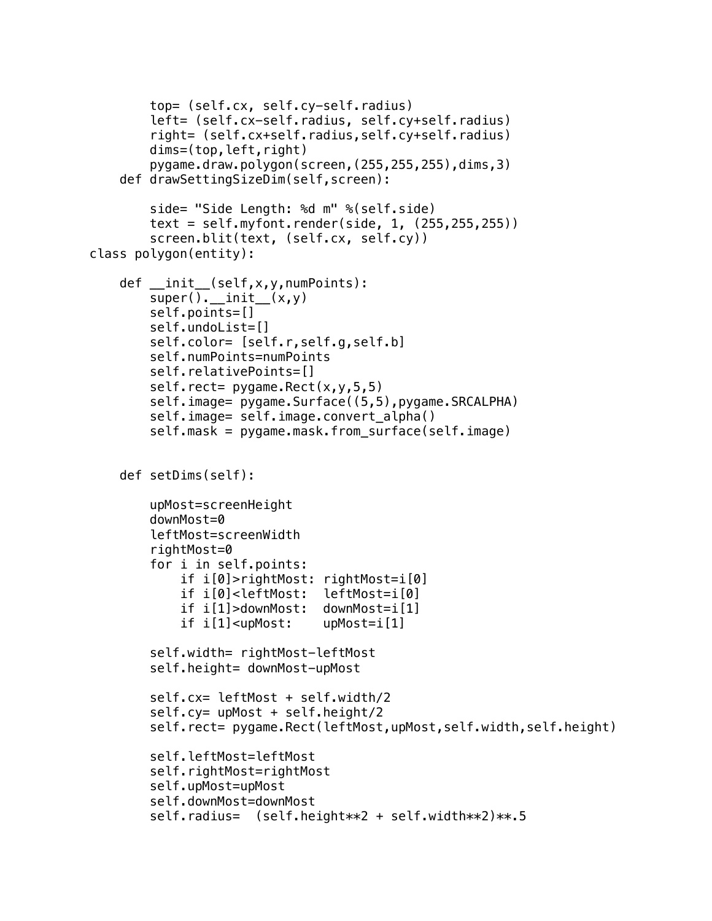```
        top= (self.cx, self.cy-self.radius)
        left= (self.cx-self.radius, self.cy+self.radius)
        right= (self.cx+self.radius,self.cy+self.radius)
        dims=(top,left,right)
        pygame.draw.polygon(screen,(255,255,255),dims,3)
    def drawSettingSizeDim(self,screen):

        side= "Side Length: %d m" %(self.side)
        text = self.myfont.render(side, 1, (255,255,255))
        screen.blit(text, (self.cx, self.cy))
class polygon(entity):

    def __init__(self,x,y,numPoints):
        super().__init__(x,y)
        self.points=[]
        self.undoList=[]
        self.color= [self.r,self.g,self.b]
        self.numPoints=numPoints
        self.relativePoints=[]
        self.rect= pygame.Rect(x,y,5,5)
        self.image= pygame.Surface((5,5),pygame.SRCALPHA)
        self.image= self.image.convert_alpha()
        self.mask = pygame.mask.from_surface(self.image)


    def setDims(self):

        upMost=screenHeight
        downMost=0
        leftMost=screenWidth
        rightMost=0
        for i in self.points:
            if i[0]>rightMost: rightMost=i[0]
            if i[0]<leftMost:  leftMost=i[0]
            if i[1]>downMost:  downMost=i[1]
            if i[1]<upMost:    upMost=i[1]

        self.width= rightMost-leftMost
        self.height= downMost-upMost

        self.cx= leftMost + self.width/2
        self.cy= upMost + self.height/2
        self.rect= pygame.Rect(leftMost,upMost,self.width,self.height)

        self.leftMost=leftMost
        self.rightMost=rightMost
        self.upMost=upMost
        self.downMost=downMost
        self.radius=  (self.height**2 + self.width**2)**.5
```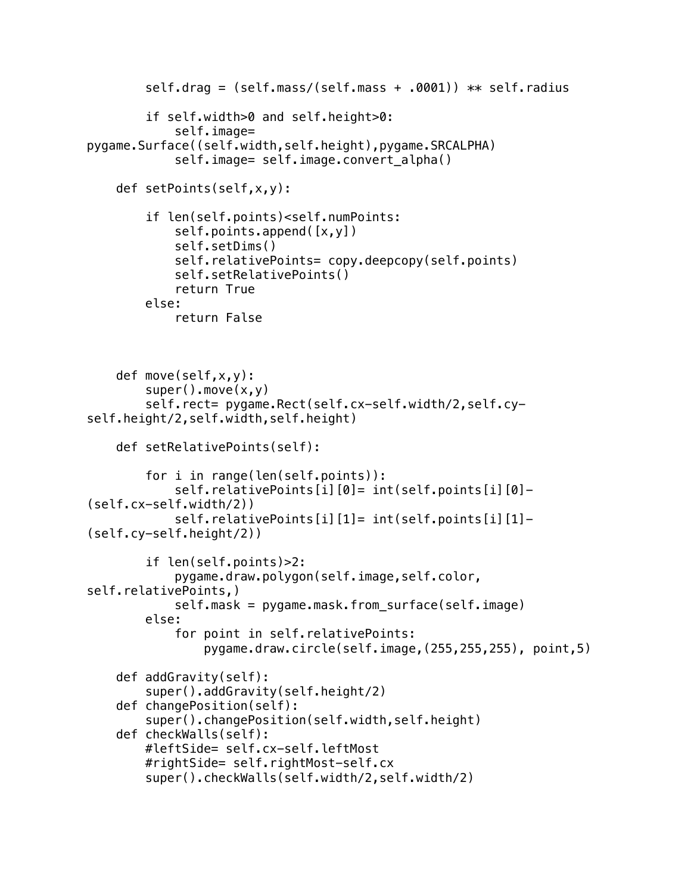```
        self.drag = (self.mass/(self.mass + .0001)) ** self.radius

        if self.width>0 and self.height>0:
            self.image=
pygame.Surface((self.width,self.height),pygame.SRCALPHA)
            self.image= self.image.convert_alpha()

    def setPoints(self,x,y):

        if len(self.points)<self.numPoints:
            self.points.append([x,y])
            self.setDims()
            self.relativePoints= copy.deepcopy(self.points)
            self.setRelativePoints()
            return True
        else:
            return False



    def move(self,x,y):
        super().move(x,y)
        self.rect= pygame.Rect(self.cx-self.width/2,self.cy-
self.height/2,self.width,self.height)

    def setRelativePoints(self):

        for i in range(len(self.points)):
            self.relativePoints[i][0]= int(self.points[i][0]-
(self.cx-self.width/2))
            self.relativePoints[i][1]= int(self.points[i][1]-
(self.cy-self.height/2))

        if len(self.points)>2:
            pygame.draw.polygon(self.image,self.color,
self.relativePoints,)
            self.mask = pygame.mask.from_surface(self.image)
        else:
            for point in self.relativePoints:
                pygame.draw.circle(self.image,(255,255,255), point,5)

    def addGravity(self):
        super().addGravity(self.height/2)
    def changePosition(self):
        super().changePosition(self.width,self.height)
    def checkWalls(self):
        #leftSide= self.cx-self.leftMost
        #rightSide= self.rightMost-self.cx
        super().checkWalls(self.width/2,self.width/2)
```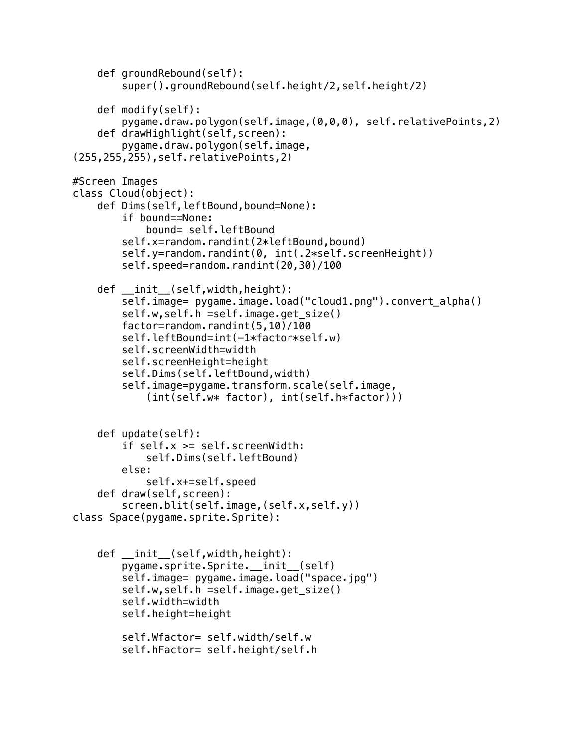```
    def groundRebound(self):
        super().groundRebound(self.height/2,self.height/2)

    def modify(self):
        pygame.draw.polygon(self.image,(0,0,0), self.relativePoints,2)
    def drawHighlight(self,screen):
        pygame.draw.polygon(self.image,
(255,255,255),self.relativePoints,2)

#Screen Images
class Cloud(object):
    def Dims(self,leftBound,bound=None):
        if bound==None:
            bound= self.leftBound
        self.x=random.randint(2*leftBound,bound)
        self.y=random.randint(0, int(.2*self.screenHeight))
        self.speed=random.randint(20,30)/100

    def __init__(self,width,height):
        self.image= pygame.image.load("cloud1.png").convert_alpha()
        self.w,self.h =self.image.get_size()
        factor=random.randint(5,10)/100
        self.leftBound=int(-1*factor*self.w)
        self.screenWidth=width
        self.screenHeight=height
        self.Dims(self.leftBound,width)
        self.image=pygame.transform.scale(self.image,
            (int(self.w* factor), int(self.h*factor)))


    def update(self):
        if self.x >= self.screenWidth:
            self.Dims(self.leftBound)
        else:
            self.x+=self.speed
    def draw(self,screen):
        screen.blit(self.image,(self.x,self.y))
class Space(pygame.sprite.Sprite):


    def __init__(self,width,height):
        pygame.sprite.Sprite.__init__(self)
        self.image= pygame.image.load("space.jpg")
        self.w,self.h =self.image.get_size()
        self.width=width
        self.height=height

        self.Wfactor= self.width/self.w
        self.hFactor= self.height/self.h
```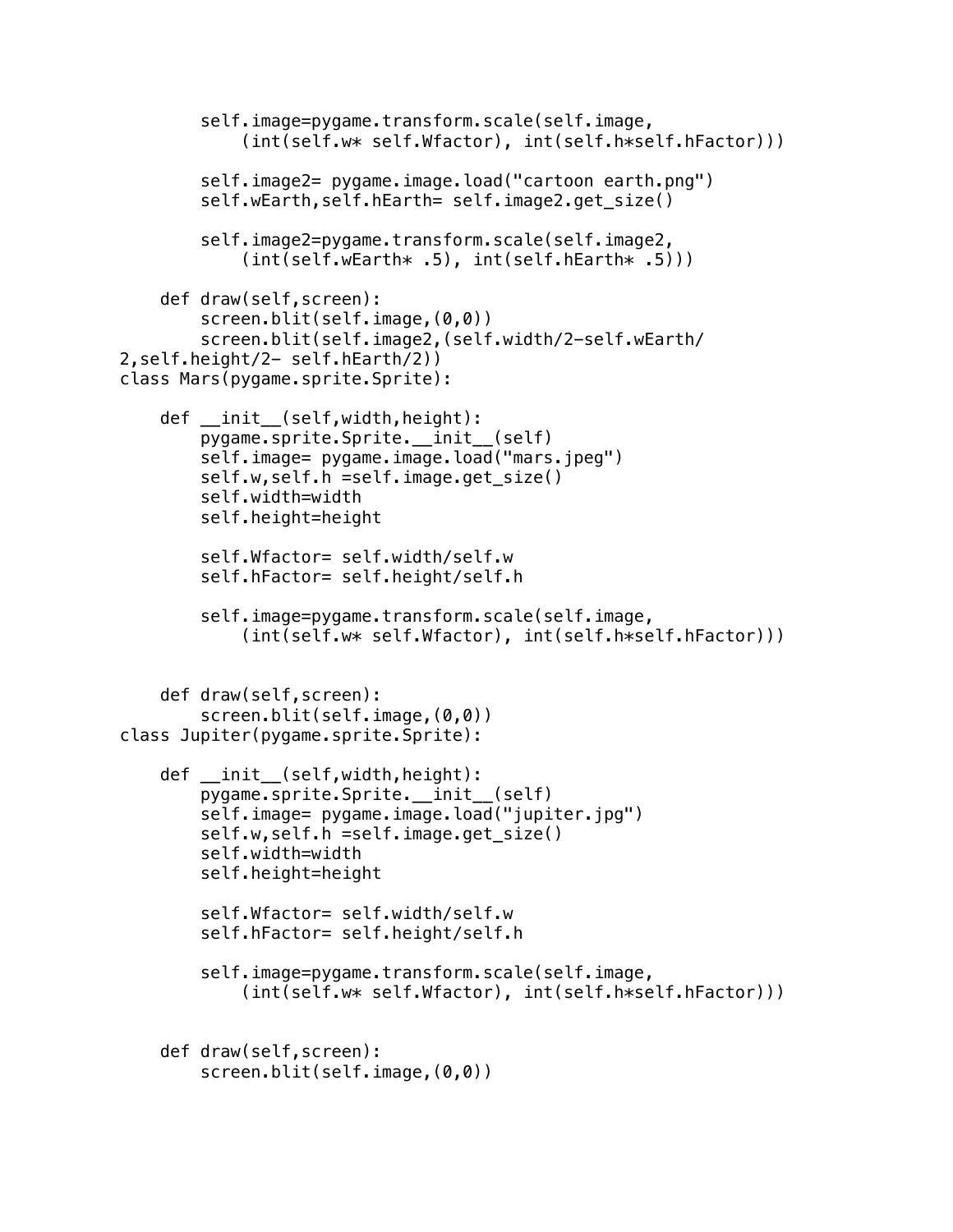```
        self.image=pygame.transform.scale(self.image,
            (int(self.w* self.Wfactor), int(self.h*self.hFactor)))

        self.image2= pygame.image.load("cartoon earth.png")
        self.wEarth,self.hEarth= self.image2.get_size()

        self.image2=pygame.transform.scale(self.image2,
            (int(self.wEarth* .5), int(self.hEarth* .5)))

    def draw(self,screen):
        screen.blit(self.image,(0,0))
        screen.blit(self.image2,(self.width/2-self.wEarth/
2,self.height/2- self.hEarth/2))
class Mars(pygame.sprite.Sprite):

    def __init__(self,width,height):
        pygame.sprite.Sprite.__init__(self)
        self.image= pygame.image.load("mars.jpeg")
        self.w,self.h =self.image.get_size()
        self.width=width
        self.height=height

        self.Wfactor= self.width/self.w
        self.hFactor= self.height/self.h

        self.image=pygame.transform.scale(self.image,
            (int(self.w* self.Wfactor), int(self.h*self.hFactor)))


    def draw(self,screen):
        screen.blit(self.image,(0,0))
class Jupiter(pygame.sprite.Sprite):

    def __init__(self,width,height):
        pygame.sprite.Sprite.__init__(self)
        self.image= pygame.image.load("jupiter.jpg")
        self.w,self.h =self.image.get_size()
        self.width=width
        self.height=height

        self.Wfactor= self.width/self.w
        self.hFactor= self.height/self.h

        self.image=pygame.transform.scale(self.image,
            (int(self.w* self.Wfactor), int(self.h*self.hFactor)))


    def draw(self,screen):
        screen.blit(self.image,(0,0))
```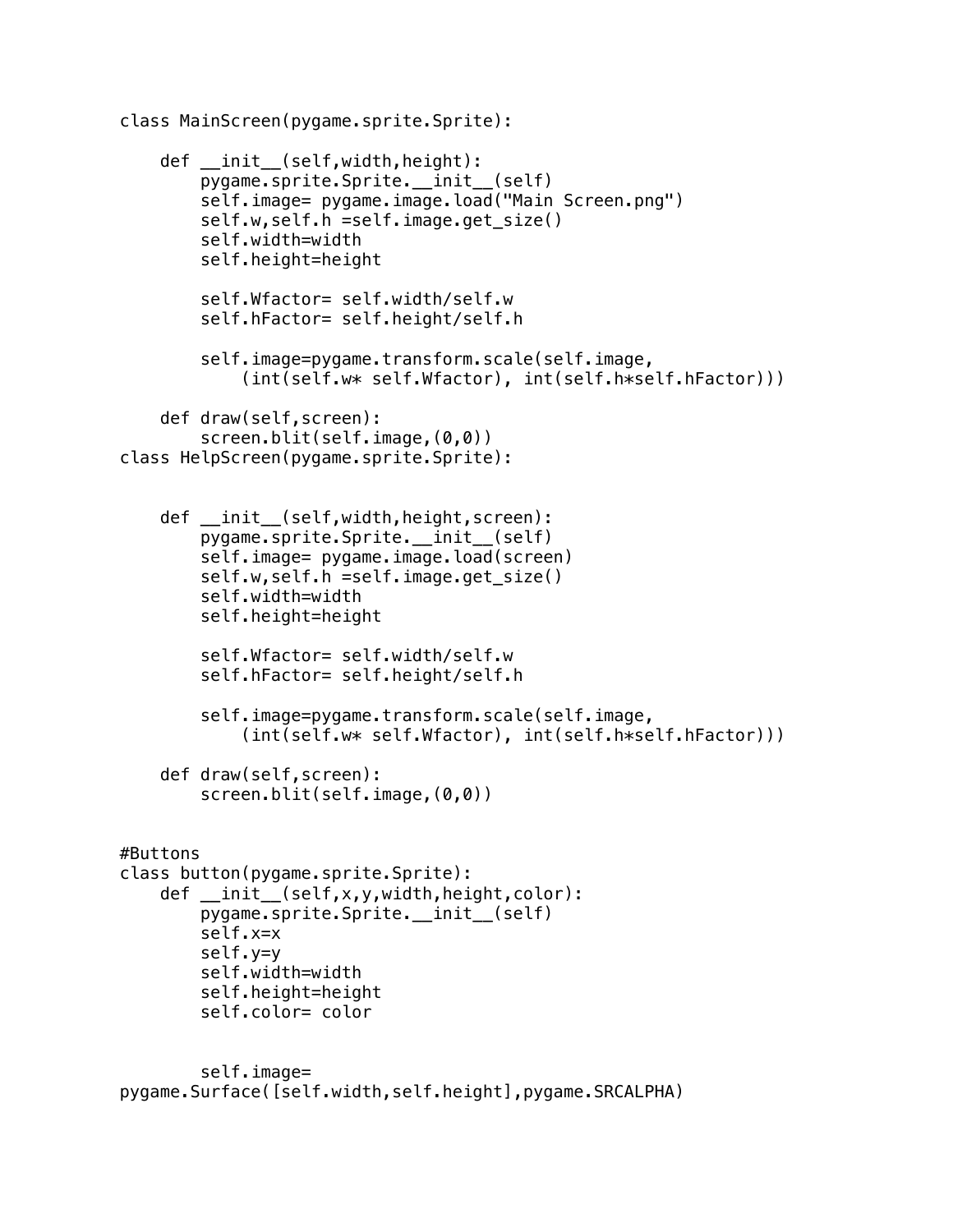```
class MainScreen(pygame.sprite.Sprite):

    def __init__(self,width,height):
        pygame.sprite.Sprite.__init__(self)
        self.image= pygame.image.load("Main Screen.png")
        self.w,self.h =self.image.get_size()
        self.width=width
        self.height=height

        self.Wfactor= self.width/self.w
        self.hFactor= self.height/self.h

        self.image=pygame.transform.scale(self.image,
            (int(self.w* self.Wfactor), int(self.h*self.hFactor)))

    def draw(self,screen):
        screen.blit(self.image,(0,0))
class HelpScreen(pygame.sprite.Sprite):


    def __init__(self,width,height,screen):
        pygame.sprite.Sprite.__init__(self)
        self.image= pygame.image.load(screen)
        self.w,self.h =self.image.get_size()
        self.width=width
        self.height=height

        self.Wfactor= self.width/self.w
        self.hFactor= self.height/self.h

        self.image=pygame.transform.scale(self.image,
            (int(self.w* self.Wfactor), int(self.h*self.hFactor)))

    def draw(self,screen):
        screen.blit(self.image,(0,0))


#Buttons
class button(pygame.sprite.Sprite):
    def __init__(self,x,y,width,height,color):
        pygame.sprite.Sprite.__init__(self)
        self.x=x
        self.y=y
        self.width=width
        self.height=height
        self.color= color


        self.image=
pygame.Surface([self.width,self.height],pygame.SRCALPHA)
```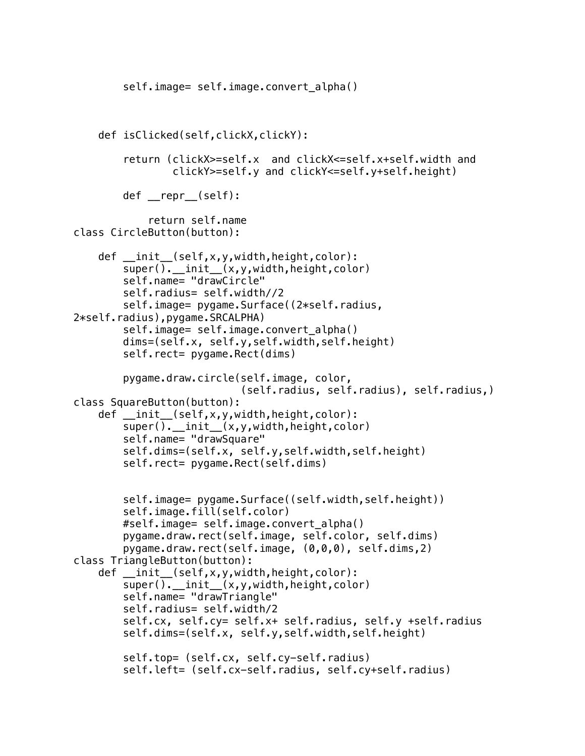```
        self.image= self.image.convert_alpha()



    def isClicked(self,clickX,clickY):

        return (clickX>=self.x  and clickX<=self.x+self.width and
                clickY>=self.y and clickY<=self.y+self.height)

        def __repr__(self):

            return self.name
class CircleButton(button):

    def __init__(self,x,y,width,height,color):
        super().__init__(x,y,width,height,color)
        self.name= "drawCircle"
        self.radius= self.width//2
        self.image= pygame.Surface((2*self.radius,
2*self.radius),pygame.SRCALPHA)
        self.image= self.image.convert_alpha()
        dims=(self.x, self.y,self.width,self.height)
        self.rect= pygame.Rect(dims)

        pygame.draw.circle(self.image, color,
                           (self.radius, self.radius), self.radius,)
class SquareButton(button):
    def __init__(self,x,y,width,height,color):
        super().__init__(x,y,width,height,color)
        self.name= "drawSquare"
        self.dims=(self.x, self.y,self.width,self.height)
        self.rect= pygame.Rect(self.dims)


        self.image= pygame.Surface((self.width,self.height))
        self.image.fill(self.color)
        #self.image= self.image.convert_alpha()
        pygame.draw.rect(self.image, self.color, self.dims)
        pygame.draw.rect(self.image, (0,0,0), self.dims,2)
class TriangleButton(button):
    def __init__(self,x,y,width,height,color):
        super().__init__(x,y,width,height,color)
        self.name= "drawTriangle"
        self.radius= self.width/2
        self.cx, self.cy= self.x+ self.radius, self.y +self.radius
        self.dims=(self.x, self.y,self.width,self.height)

        self.top= (self.cx, self.cy-self.radius)
        self.left= (self.cx-self.radius, self.cy+self.radius)
```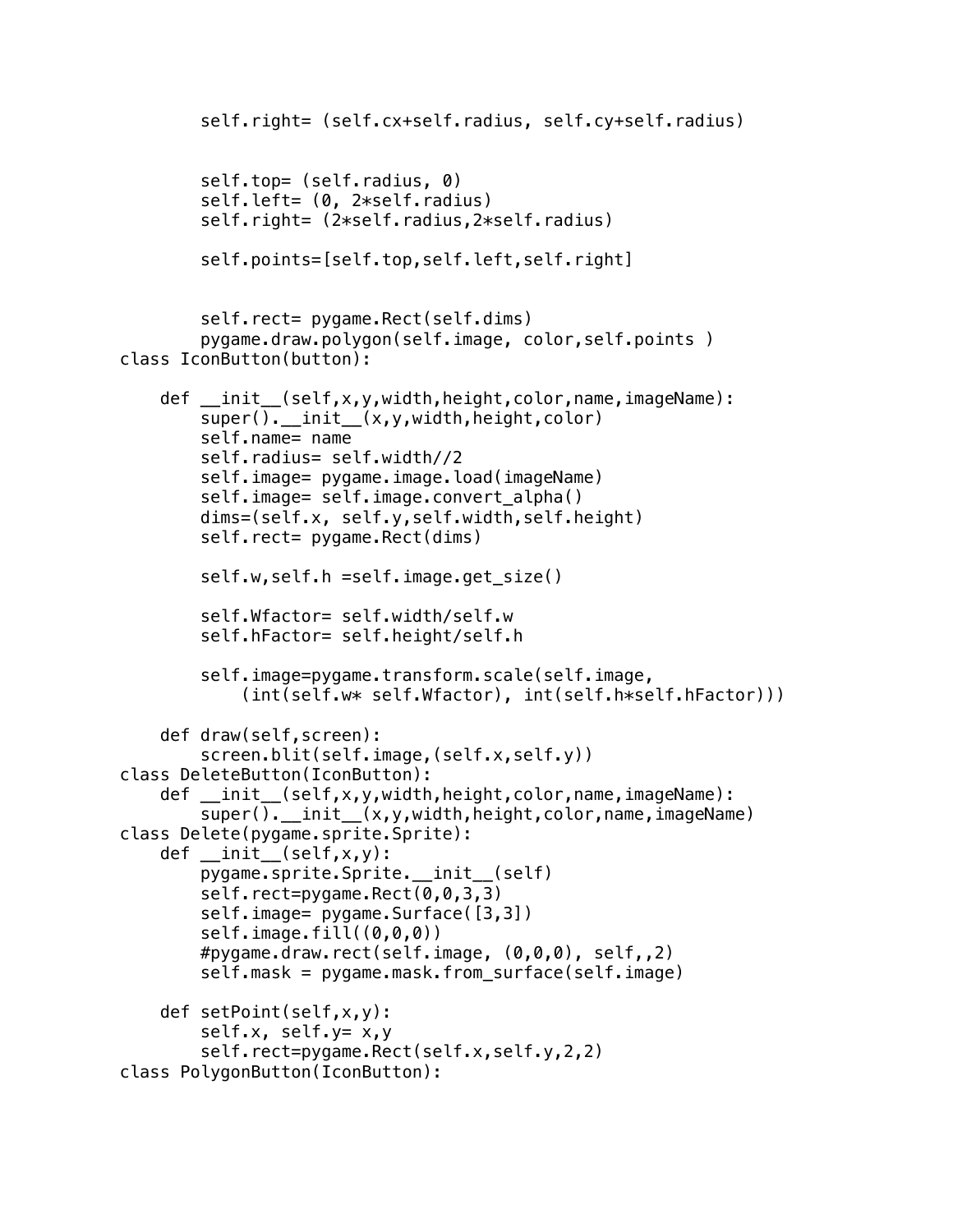```
        self.right= (self.cx+self.radius, self.cy+self.radius)


        self.top= (self.radius, 0)
        self.left= (0, 2*self.radius)
        self.right= (2*self.radius,2*self.radius)

        self.points=[self.top,self.left,self.right]


        self.rect= pygame.Rect(self.dims)
        pygame.draw.polygon(self.image, color,self.points )
class IconButton(button):

    def __init__(self,x,y,width,height,color,name,imageName):
        super().__init__(x,y,width,height,color)
        self.name= name
        self.radius= self.width//2
        self.image= pygame.image.load(imageName)
        self.image= self.image.convert_alpha()
        dims=(self.x, self.y,self.width,self.height)
        self.rect= pygame.Rect(dims)

        self.w,self.h =self.image.get_size()

        self.Wfactor= self.width/self.w
        self.hFactor= self.height/self.h

        self.image=pygame.transform.scale(self.image,
            (int(self.w* self.Wfactor), int(self.h*self.hFactor)))

    def draw(self,screen):
        screen.blit(self.image,(self.x,self.y))
class DeleteButton(IconButton):
    def __init__(self,x,y,width,height,color,name,imageName):
        super().__init__(x,y,width,height,color,name,imageName)
class Delete(pygame.sprite.Sprite):
    def __init__(self,x,y):
        pygame.sprite.Sprite.__init__(self)
        self.rect=pygame.Rect(0,0,3,3)
        self.image= pygame.Surface([3,3])
        self.image.fill((0,0,0))
        #pygame.draw.rect(self.image, (0,0,0), self,,2)
        self.mask = pygame.mask.from_surface(self.image)

    def setPoint(self,x,y):
        self.x, self.y= x,y
        self.rect=pygame.Rect(self.x,self.y,2,2)
class PolygonButton(IconButton):
```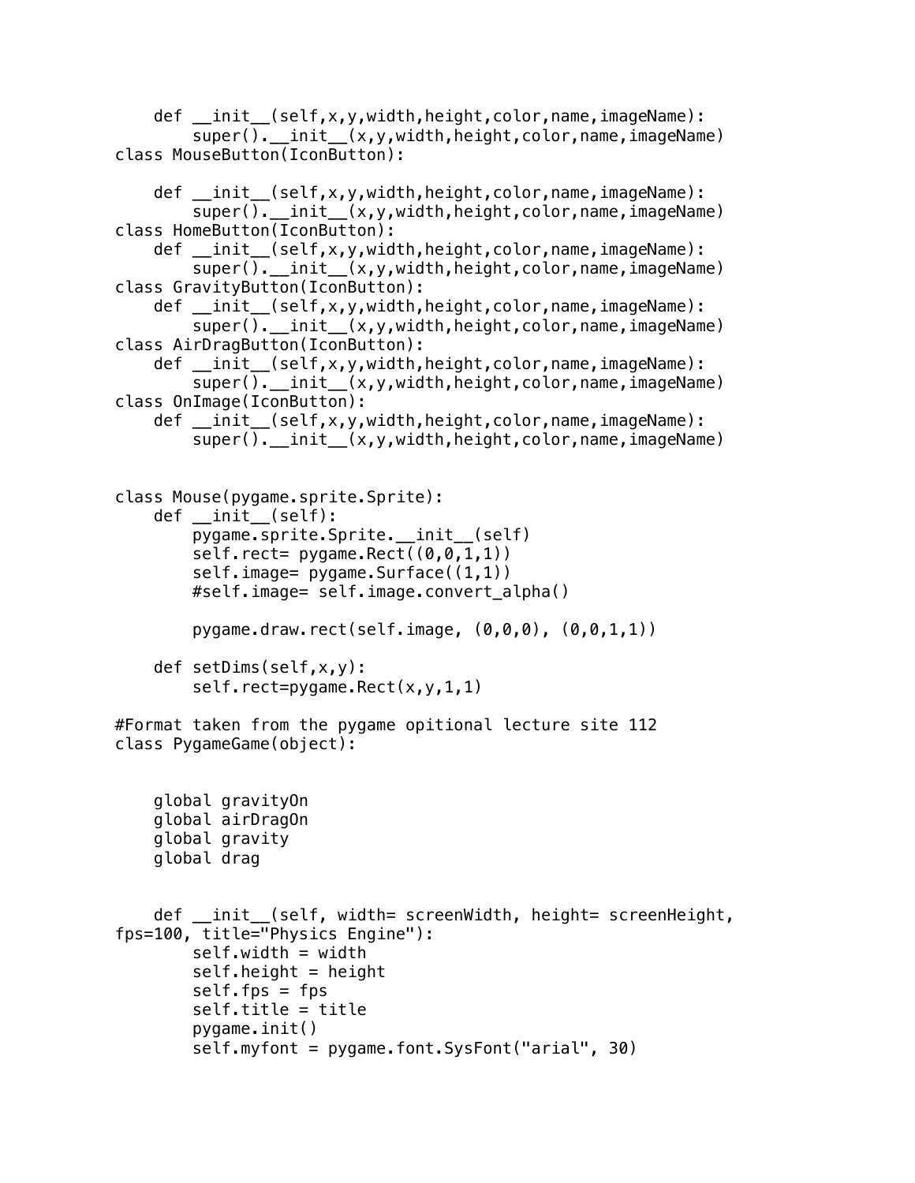```
    def __init__(self,x,y,width,height,color,name,imageName):
        super().__init__(x,y,width,height,color,name,imageName)
class MouseButton(IconButton):

    def __init__(self,x,y,width,height,color,name,imageName):
        super().__init__(x,y,width,height,color,name,imageName)
class HomeButton(IconButton):
    def __init__(self,x,y,width,height,color,name,imageName):
        super().__init__(x,y,width,height,color,name,imageName)
class GravityButton(IconButton):
    def __init__(self,x,y,width,height,color,name,imageName):
        super().__init__(x,y,width,height,color,name,imageName)
class AirDragButton(IconButton):
    def __init__(self,x,y,width,height,color,name,imageName):
        super().__init__(x,y,width,height,color,name,imageName)
class OnImage(IconButton):
    def __init__(self,x,y,width,height,color,name,imageName):
        super().__init__(x,y,width,height,color,name,imageName)


class Mouse(pygame.sprite.Sprite):
    def __init__(self):
        pygame.sprite.Sprite.__init__(self)
        self.rect= pygame.Rect((0,0,1,1))
        self.image= pygame.Surface((1,1))
        #self.image= self.image.convert_alpha()

        pygame.draw.rect(self.image, (0,0,0), (0,0,1,1))

    def setDims(self,x,y):
        self.rect=pygame.Rect(x,y,1,1)

#Format taken from the pygame opitional lecture site 112
class PygameGame(object):


    global gravityOn
    global airDragOn
    global gravity
    global drag


    def __init__(self, width= screenWidth, height= screenHeight,
fps=100, title="Physics Engine"):
        self.width = width
        self.height = height
        self.fps = fps
        self.title = title
        pygame.init()
        self.myfont = pygame.font.SysFont("arial", 30)
```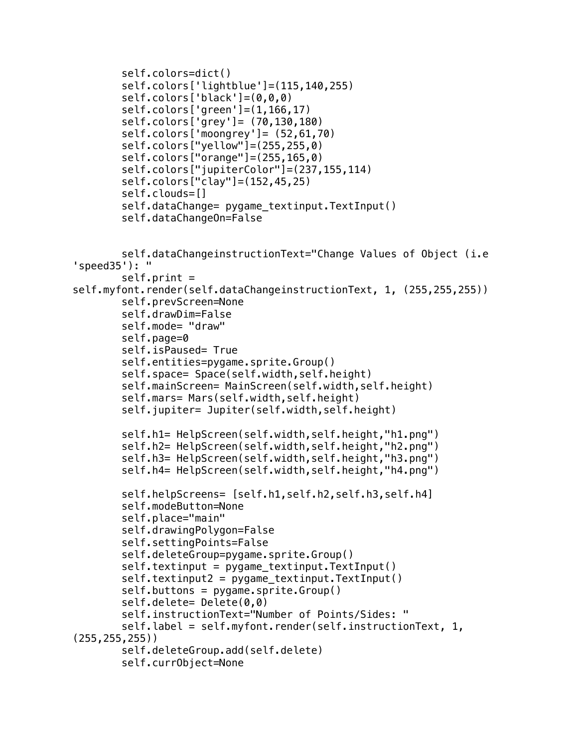```
        self.colors=dict()
        self.colors['lightblue']=(115,140,255)
        self.colors['black']=(0,0,0)
        self.colors['green']=(1,166,17)
        self.colors['grey']= (70,130,180)
        self.colors['moongrey']= (52,61,70)
        self.colors["yellow"]=(255,255,0)
        self.colors["orange"]=(255,165,0)
        self.colors["jupiterColor"]=(237,155,114)
        self.colors["clay"]=(152,45,25)
        self.clouds=[]
        self.dataChange= pygame_textinput.TextInput()
        self.dataChangeOn=False


        self.dataChangeinstructionText="Change Values of Object (i.e
'speed35'): "
        self.print =
self.myfont.render(self.dataChangeinstructionText, 1, (255,255,255))
        self.prevScreen=None
        self.drawDim=False
        self.mode= "draw"
        self.page=0
        self.isPaused= True
        self.entities=pygame.sprite.Group()
        self.space= Space(self.width,self.height)
        self.mainScreen= MainScreen(self.width,self.height)
        self.mars= Mars(self.width,self.height)
        self.jupiter= Jupiter(self.width,self.height)

        self.h1= HelpScreen(self.width,self.height,"h1.png")
        self.h2= HelpScreen(self.width,self.height,"h2.png")
        self.h3= HelpScreen(self.width,self.height,"h3.png")
        self.h4= HelpScreen(self.width,self.height,"h4.png")

        self.helpScreens= [self.h1,self.h2,self.h3,self.h4]
        self.modeButton=None
        self.place="main"
        self.drawingPolygon=False
        self.settingPoints=False
        self.deleteGroup=pygame.sprite.Group()
        self.textinput = pygame_textinput.TextInput()
        self.textinput2 = pygame_textinput.TextInput()
        self.buttons = pygame.sprite.Group()
        self.delete= Delete(0,0)
        self.instructionText="Number of Points/Sides: "
        self.label = self.myfont.render(self.instructionText, 1,
(255,255,255))
        self.deleteGroup.add(self.delete)
        self.currObject=None
```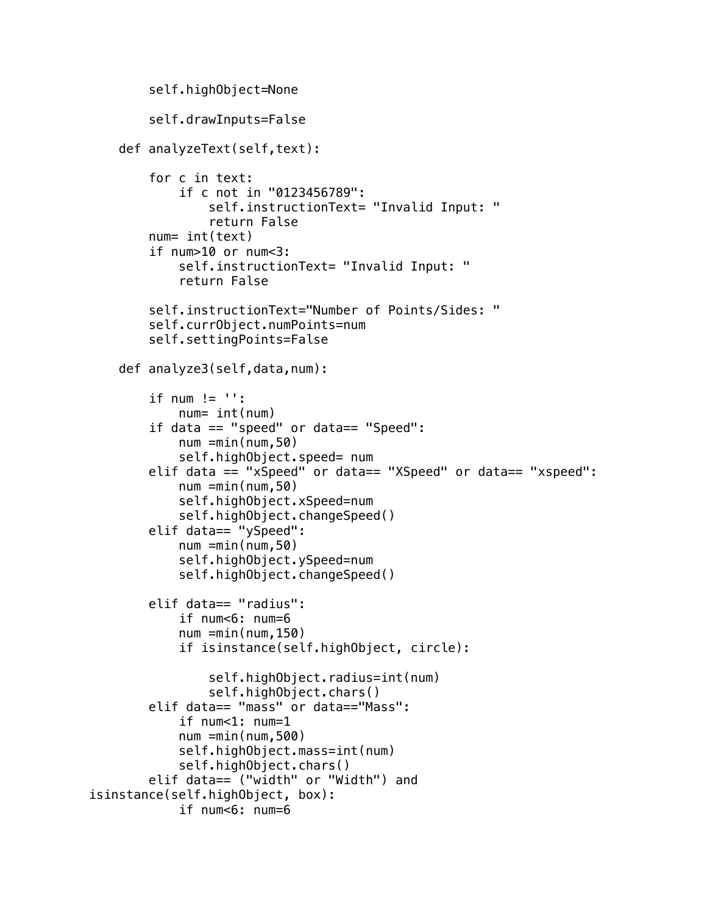```
        self.highObject=None

        self.drawInputs=False

    def analyzeText(self,text):

        for c in text:
            if c not in "0123456789":
                self.instructionText= "Invalid Input: "
                return False
        num= int(text)
        if num>10 or num<3:
            self.instructionText= "Invalid Input: "
            return False

        self.instructionText="Number of Points/Sides: "
        self.currObject.numPoints=num
        self.settingPoints=False

    def analyze3(self,data,num):

        if num != '':
            num= int(num)
        if data == "speed" or data== "Speed":
            num =min(num,50)
            self.highObject.speed= num
        elif data == "xSpeed" or data== "XSpeed" or data== "xspeed":
            num =min(num,50)
            self.highObject.xSpeed=num
            self.highObject.changeSpeed()
        elif data== "ySpeed":
            num =min(num,50)
            self.highObject.ySpeed=num
            self.highObject.changeSpeed()

        elif data== "radius":
            if num<6: num=6
            num =min(num,150)
            if isinstance(self.highObject, circle):

                self.highObject.radius=int(num)
                self.highObject.chars()
        elif data== "mass" or data=="Mass":
            if num<1: num=1
            num =min(num,500)
            self.highObject.mass=int(num)
            self.highObject.chars()
        elif data== ("width" or "Width") and
isinstance(self.highObject, box):
            if num<6: num=6
```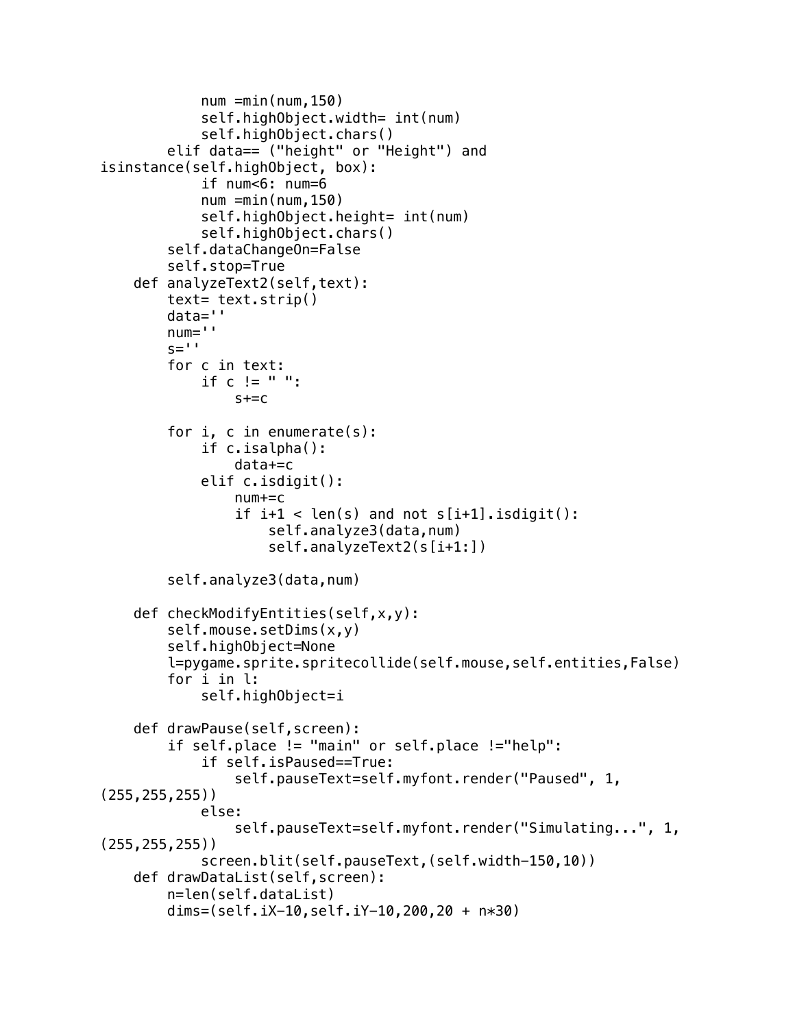```
            num =min(num,150)
            self.highObject.width= int(num)
            self.highObject.chars()
        elif data== ("height" or "Height") and
isinstance(self.highObject, box):
            if num<6: num=6
            num =min(num,150)
            self.highObject.height= int(num)
            self.highObject.chars()
        self.dataChangeOn=False
        self.stop=True
    def analyzeText2(self,text):
        text= text.strip()
        data=''
        num=''
        s=''
        for c in text:
            if c != " ":
                s+=c

        for i, c in enumerate(s):
            if c.isalpha():
                data+=c
            elif c.isdigit():
                num+=c
                if i+1 < len(s) and not s[i+1].isdigit():
                    self.analyze3(data,num)
                    self.analyzeText2(s[i+1:])

        self.analyze3(data,num)

    def checkModifyEntities(self,x,y):
        self.mouse.setDims(x,y)
        self.highObject=None
        l=pygame.sprite.spritecollide(self.mouse,self.entities,False)
        for i in l:
            self.highObject=i

    def drawPause(self,screen):
        if self.place != "main" or self.place !="help":
            if self.isPaused==True:
                self.pauseText=self.myfont.render("Paused", 1,
(255,255,255))
            else:
                self.pauseText=self.myfont.render("Simulating...", 1,
(255,255,255))
            screen.blit(self.pauseText,(self.width-150,10))
    def drawDataList(self,screen):
        n=len(self.dataList)
        dims=(self.iX-10,self.iY-10,200,20 + n*30)
```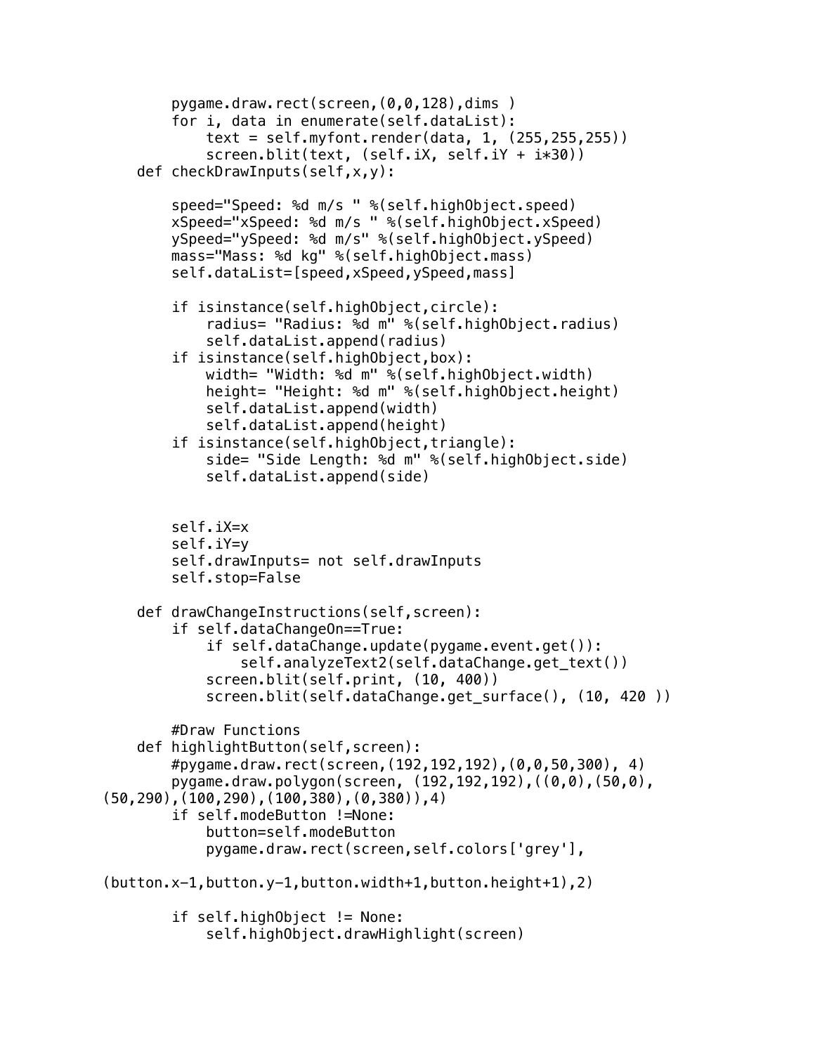```
        pygame.draw.rect(screen,(0,0,128),dims )
        for i, data in enumerate(self.dataList):
            text = self.myfont.render(data, 1, (255,255,255))
            screen.blit(text, (self.iX, self.iY + i*30))
    def checkDrawInputs(self,x,y):

        speed="Speed: %d m/s " %(self.highObject.speed)
        xSpeed="xSpeed: %d m/s " %(self.highObject.xSpeed)
        ySpeed="ySpeed: %d m/s" %(self.highObject.ySpeed)
        mass="Mass: %d kg" %(self.highObject.mass)
        self.dataList=[speed,xSpeed,ySpeed,mass]

        if isinstance(self.highObject,circle):
            radius= "Radius: %d m" %(self.highObject.radius)
            self.dataList.append(radius)
        if isinstance(self.highObject,box):
            width= "Width: %d m" %(self.highObject.width)
            height= "Height: %d m" %(self.highObject.height)
            self.dataList.append(width)
            self.dataList.append(height)
        if isinstance(self.highObject,triangle):
            side= "Side Length: %d m" %(self.highObject.side)
            self.dataList.append(side)


        self.iX=x
        self.iY=y
        self.drawInputs= not self.drawInputs
        self.stop=False

    def drawChangeInstructions(self,screen):
        if self.dataChangeOn==True:
            if self.dataChange.update(pygame.event.get()):
                self.analyzeText2(self.dataChange.get_text())
            screen.blit(self.print, (10, 400))
            screen.blit(self.dataChange.get_surface(), (10, 420 ))

        #Draw Functions
    def highlightButton(self,screen):
        #pygame.draw.rect(screen,(192,192,192),(0,0,50,300), 4)
        pygame.draw.polygon(screen, (192,192,192),((0,0),(50,0),
(50,290),(100,290),(100,380),(0,380)),4)
        if self.modeButton !=None:
            button=self.modeButton
            pygame.draw.rect(screen,self.colors['grey'],

(button.x-1,button.y-1,button.width+1,button.height+1),2)

        if self.highObject != None:
            self.highObject.drawHighlight(screen)
```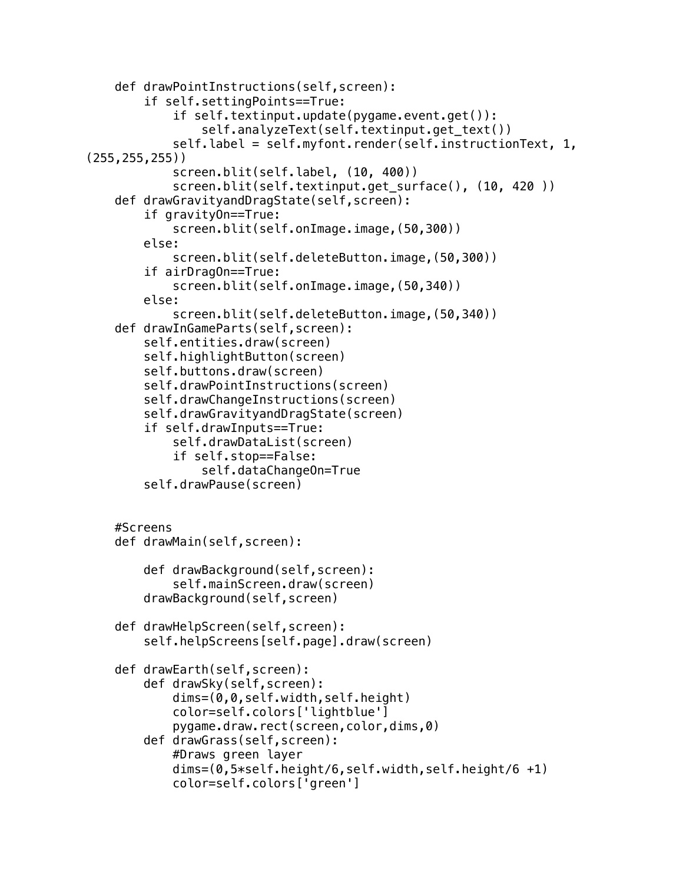```
    def drawPointInstructions(self,screen):
        if self.settingPoints==True:
            if self.textinput.update(pygame.event.get()):
                self.analyzeText(self.textinput.get_text())
            self.label = self.myfont.render(self.instructionText, 1,
(255,255,255))
            screen.blit(self.label, (10, 400))
            screen.blit(self.textinput.get_surface(), (10, 420 ))
    def drawGravityandDragState(self,screen):
        if gravityOn==True:
            screen.blit(self.onImage.image,(50,300))
        else:
            screen.blit(self.deleteButton.image,(50,300))
        if airDragOn==True:
            screen.blit(self.onImage.image,(50,340))
        else:
            screen.blit(self.deleteButton.image,(50,340))
    def drawInGameParts(self,screen):
        self.entities.draw(screen)
        self.highlightButton(screen)
        self.buttons.draw(screen)
        self.drawPointInstructions(screen)
        self.drawChangeInstructions(screen)
        self.drawGravityandDragState(screen)
        if self.drawInputs==True:
            self.drawDataList(screen)
            if self.stop==False:
                self.dataChangeOn=True
        self.drawPause(screen)


    #Screens
    def drawMain(self,screen):

        def drawBackground(self,screen):
            self.mainScreen.draw(screen)
        drawBackground(self,screen)

    def drawHelpScreen(self,screen):
        self.helpScreens[self.page].draw(screen)

    def drawEarth(self,screen):
        def drawSky(self,screen):
            dims=(0,0,self.width,self.height)
            color=self.colors['lightblue']
            pygame.draw.rect(screen,color,dims,0)
        def drawGrass(self,screen):
            #Draws green layer
            dims=(0,5*self.height/6,self.width,self.height/6 +1)
            color=self.colors['green']
```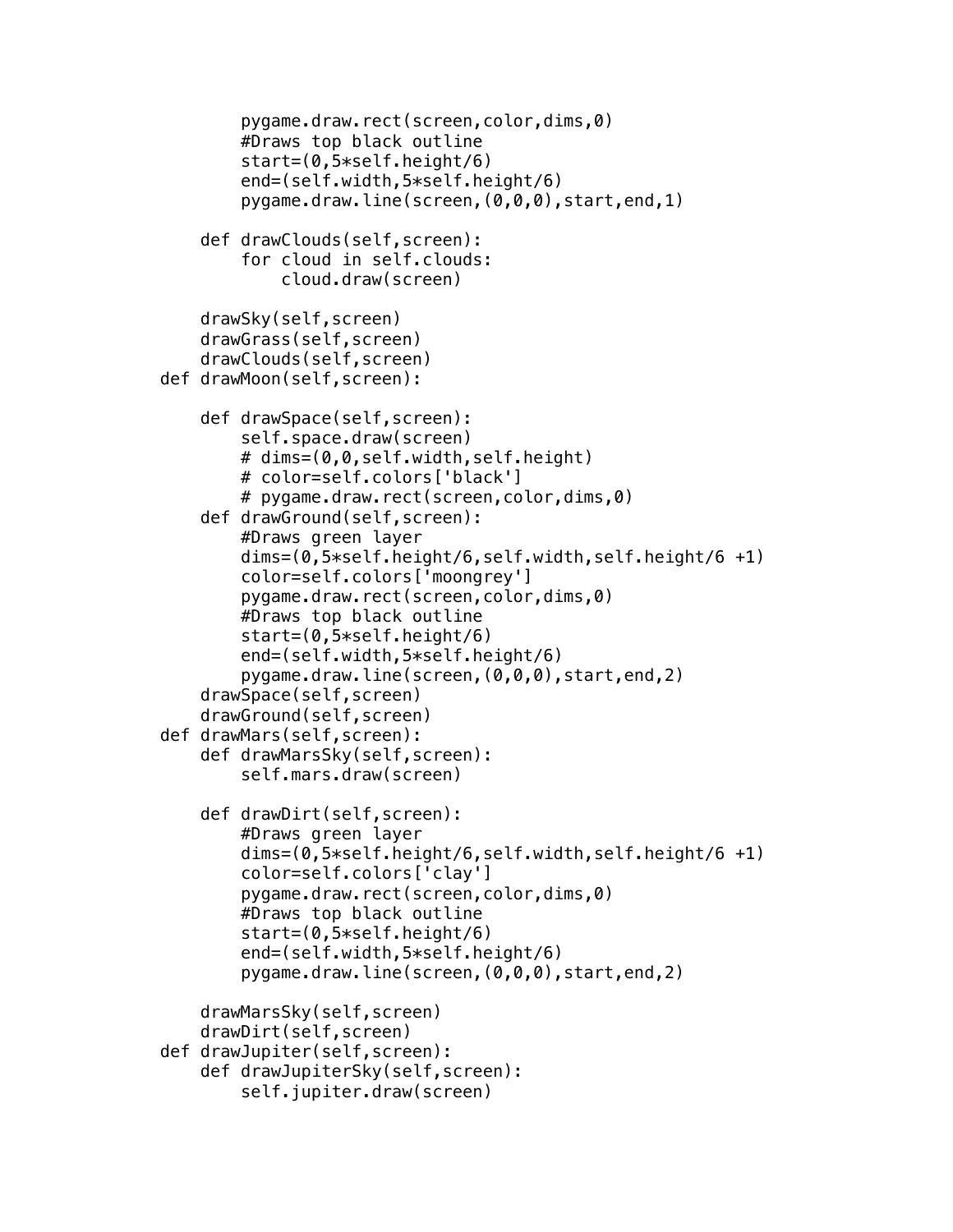```
            pygame.draw.rect(screen,color,dims,0)
            #Draws top black outline
            start=(0,5*self.height/6)
            end=(self.width,5*self.height/6)
            pygame.draw.line(screen,(0,0,0),start,end,1)

        def drawClouds(self,screen):
            for cloud in self.clouds:
                cloud.draw(screen)

        drawSky(self,screen)
        drawGrass(self,screen)
        drawClouds(self,screen)
    def drawMoon(self,screen):

        def drawSpace(self,screen):
            self.space.draw(screen)
            # dims=(0,0,self.width,self.height)
            # color=self.colors['black']
            # pygame.draw.rect(screen,color,dims,0)
        def drawGround(self,screen):
            #Draws green layer
            dims=(0,5*self.height/6,self.width,self.height/6 +1)
            color=self.colors['moongrey']
            pygame.draw.rect(screen,color,dims,0)
            #Draws top black outline
            start=(0,5*self.height/6)
            end=(self.width,5*self.height/6)
            pygame.draw.line(screen,(0,0,0),start,end,2)
        drawSpace(self,screen)
        drawGround(self,screen)
    def drawMars(self,screen):
        def drawMarsSky(self,screen):
            self.mars.draw(screen)

        def drawDirt(self,screen):
            #Draws green layer
            dims=(0,5*self.height/6,self.width,self.height/6 +1)
            color=self.colors['clay']
            pygame.draw.rect(screen,color,dims,0)
            #Draws top black outline
            start=(0,5*self.height/6)
            end=(self.width,5*self.height/6)
            pygame.draw.line(screen,(0,0,0),start,end,2)

        drawMarsSky(self,screen)
        drawDirt(self,screen)
    def drawJupiter(self,screen):
        def drawJupiterSky(self,screen):
            self.jupiter.draw(screen)
```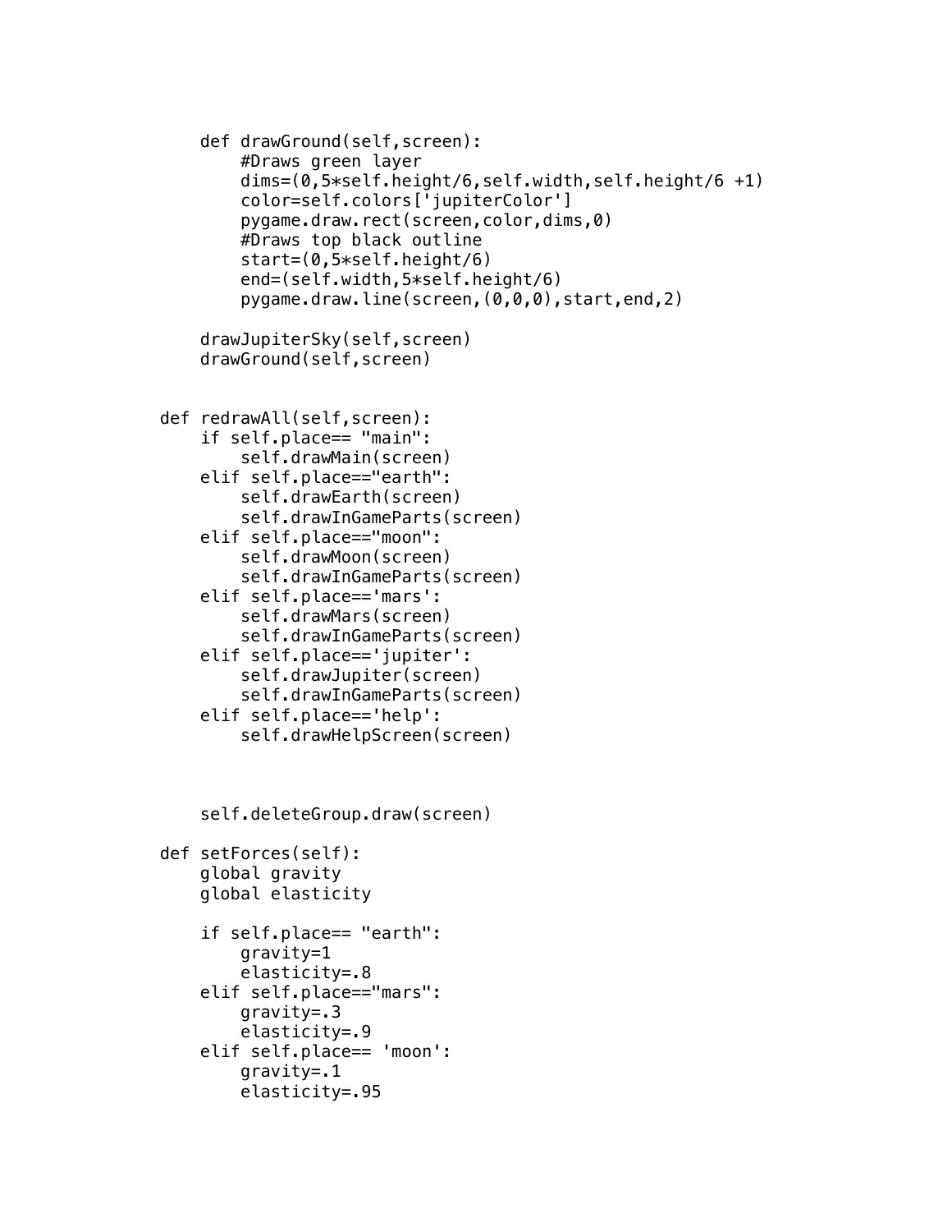```
        def drawGround(self,screen):
            #Draws green layer
            dims=(0,5*self.height/6,self.width,self.height/6 +1)
            color=self.colors['jupiterColor']
            pygame.draw.rect(screen,color,dims,0)
            #Draws top black outline
            start=(0,5*self.height/6)
            end=(self.width,5*self.height/6)
            pygame.draw.line(screen,(0,0,0),start,end,2)

        drawJupiterSky(self,screen)
        drawGround(self,screen)


    def redrawAll(self,screen):
        if self.place== "main":
            self.drawMain(screen)
        elif self.place=="earth":
            self.drawEarth(screen)
            self.drawInGameParts(screen)
        elif self.place=="moon":
            self.drawMoon(screen)
            self.drawInGameParts(screen)
        elif self.place=='mars':
            self.drawMars(screen)
            self.drawInGameParts(screen)
        elif self.place=='jupiter':
            self.drawJupiter(screen)
            self.drawInGameParts(screen)
        elif self.place=='help':
            self.drawHelpScreen(screen)



        self.deleteGroup.draw(screen)

    def setForces(self):
        global gravity
        global elasticity

        if self.place== "earth":
            gravity=1
            elasticity=.8
        elif self.place=="mars":
            gravity=.3
            elasticity=.9
        elif self.place== 'moon':
            gravity=.1
            elasticity=.95
```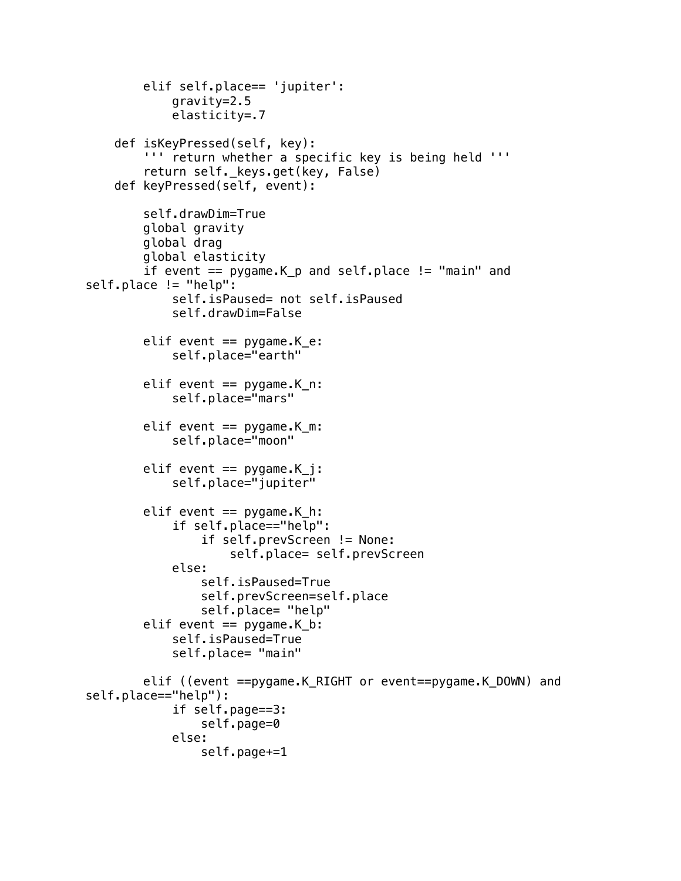```
        elif self.place== 'jupiter':
            gravity=2.5
            elasticity=.7

    def isKeyPressed(self, key):
        ''' return whether a specific key is being held '''
        return self._keys.get(key, False)
    def keyPressed(self, event):

        self.drawDim=True
        global gravity
        global drag
        global elasticity
        if event == pygame.K_p and self.place != "main" and 
self.place != "help":
            self.isPaused= not self.isPaused
            self.drawDim=False

        elif event == pygame.K_e:
            self.place="earth"

        elif event == pygame.K_n:
            self.place="mars"

        elif event == pygame.K_m:
            self.place="moon"

        elif event == pygame.K_j:
            self.place="jupiter"

        elif event == pygame.K_h:
            if self.place=="help":
                if self.prevScreen != None:
                    self.place= self.prevScreen
            else:
                self.isPaused=True
                self.prevScreen=self.place
                self.place= "help"
        elif event == pygame.K_b:
            self.isPaused=True
            self.place= "main"

        elif ((event ==pygame.K_RIGHT or event==pygame.K_DOWN) and 
self.place=="help"):
            if self.page==3:
                self.page=0
            else:
                self.page+=1
```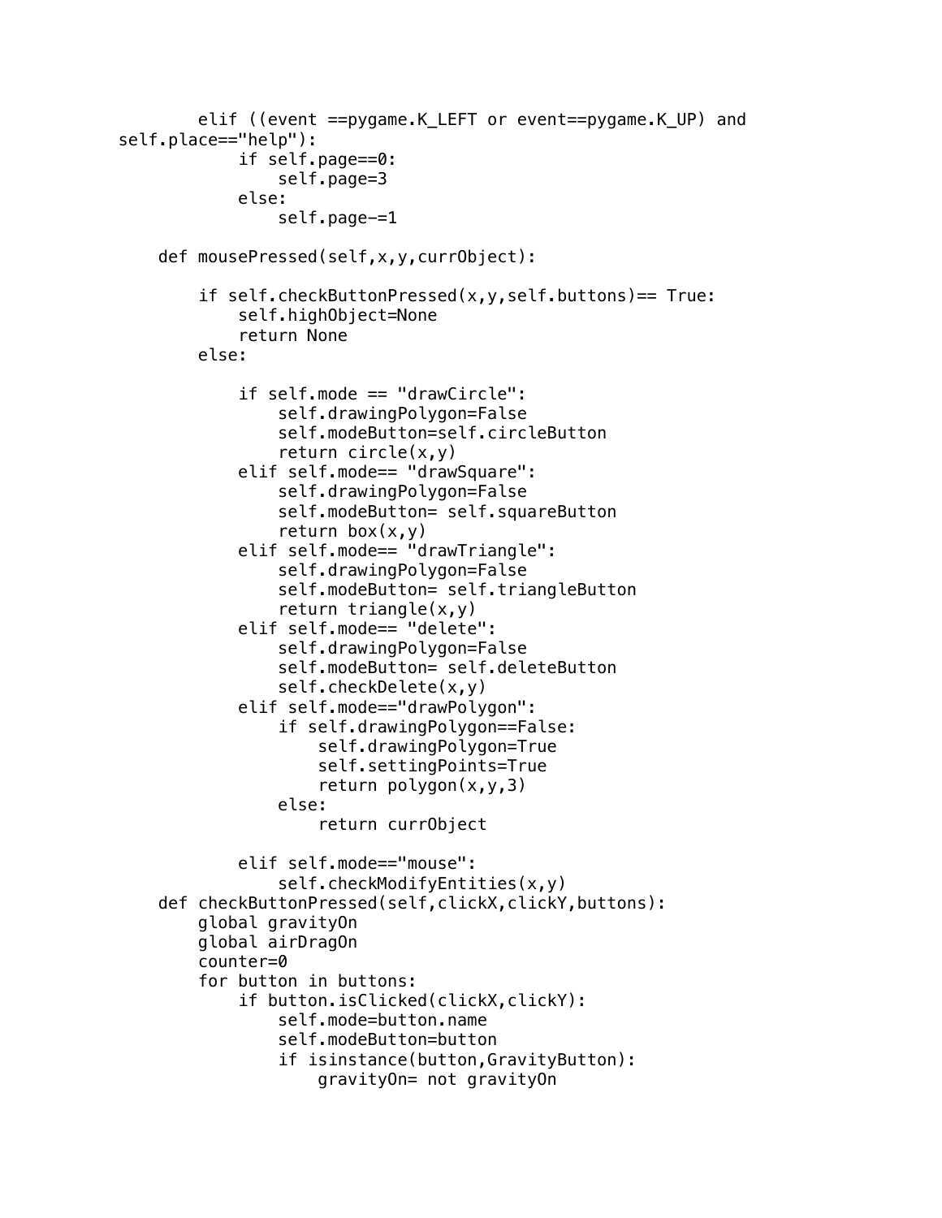```
        elif ((event ==pygame.K_LEFT or event==pygame.K_UP) and 
self.place=="help"):
            if self.page==0:
                self.page=3
            else:
                self.page-=1

    def mousePressed(self,x,y,currObject):

        if self.checkButtonPressed(x,y,self.buttons)== True:
            self.highObject=None
            return None
        else:

            if self.mode == "drawCircle":
                self.drawingPolygon=False
                self.modeButton=self.circleButton
                return circle(x,y)
            elif self.mode== "drawSquare":
                self.drawingPolygon=False
                self.modeButton= self.squareButton
                return box(x,y)
            elif self.mode== "drawTriangle":
                self.drawingPolygon=False
                self.modeButton= self.triangleButton
                return triangle(x,y)
            elif self.mode== "delete":
                self.drawingPolygon=False
                self.modeButton= self.deleteButton
                self.checkDelete(x,y)
            elif self.mode=="drawPolygon":
                if self.drawingPolygon==False:
                    self.drawingPolygon=True
                    self.settingPoints=True
                    return polygon(x,y,3)
                else:
                    return currObject

            elif self.mode=="mouse":
                self.checkModifyEntities(x,y)
    def checkButtonPressed(self,clickX,clickY,buttons):
        global gravityOn
        global airDragOn
        counter=0
        for button in buttons:
            if button.isClicked(clickX,clickY):
                self.mode=button.name
                self.modeButton=button
                if isinstance(button,GravityButton):
                    gravityOn= not gravityOn
```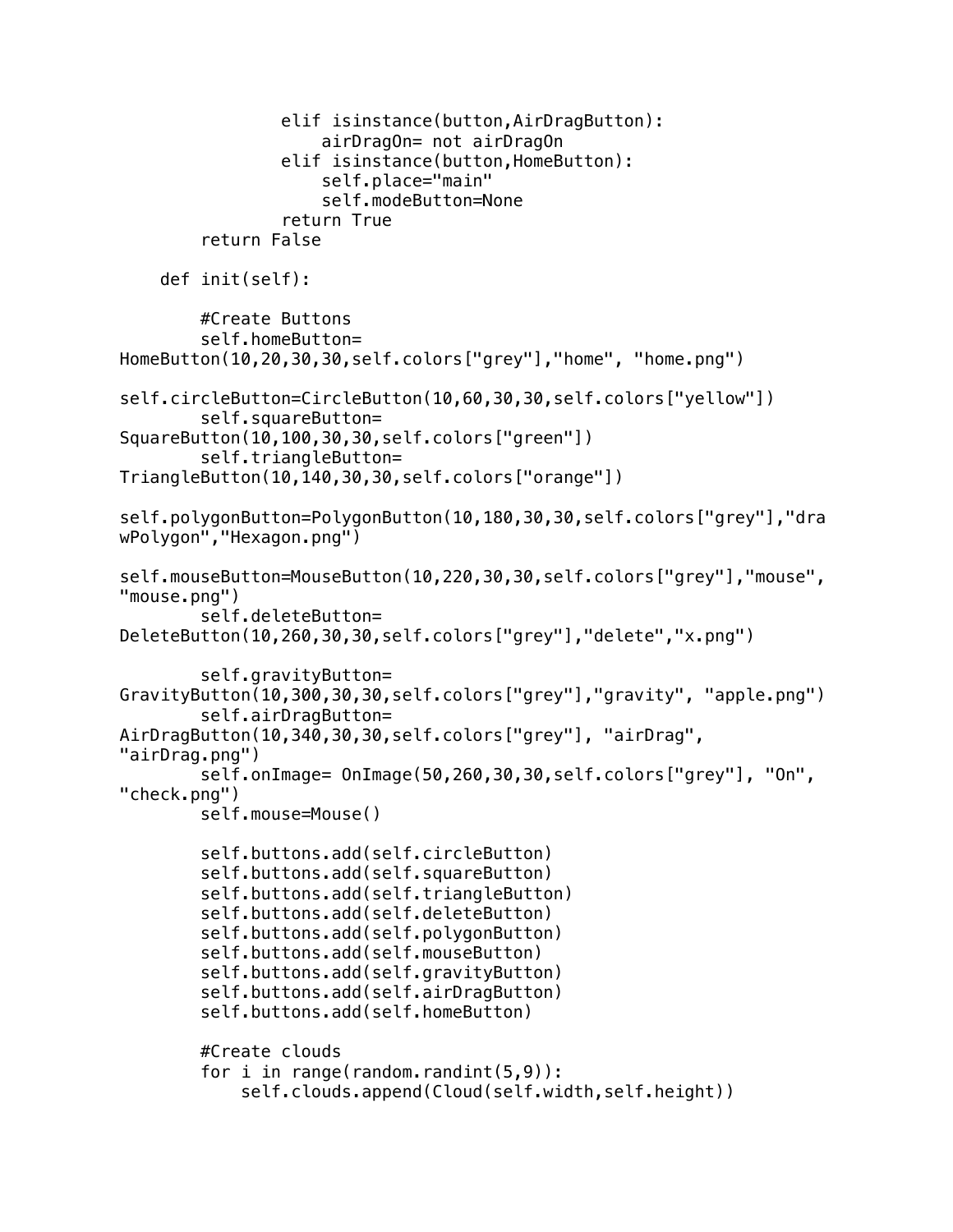```
            elif isinstance(button,AirDragButton):
                airDragOn= not airDragOn
            elif isinstance(button,HomeButton):
                self.place="main"
                self.modeButton=None
            return True
        return False

    def init(self):

        #Create Buttons
        self.homeButton=
HomeButton(10,20,30,30,self.colors["grey"],"home", "home.png")

self.circleButton=CircleButton(10,60,30,30,self.colors["yellow"])
        self.squareButton=
SquareButton(10,100,30,30,self.colors["green"])
        self.triangleButton=
TriangleButton(10,140,30,30,self.colors["orange"])

self.polygonButton=PolygonButton(10,180,30,30,self.colors["grey"],"dra
wPolygon","Hexagon.png")

self.mouseButton=MouseButton(10,220,30,30,self.colors["grey"],"mouse",
"mouse.png")
        self.deleteButton=
DeleteButton(10,260,30,30,self.colors["grey"],"delete","x.png")

        self.gravityButton=
GravityButton(10,300,30,30,self.colors["grey"],"gravity", "apple.png")
        self.airDragButton=
AirDragButton(10,340,30,30,self.colors["grey"], "airDrag",
"airDrag.png")
        self.onImage= OnImage(50,260,30,30,self.colors["grey"], "On",
"check.png")
        self.mouse=Mouse()

        self.buttons.add(self.circleButton)
        self.buttons.add(self.squareButton)
        self.buttons.add(self.triangleButton)
        self.buttons.add(self.deleteButton)
        self.buttons.add(self.polygonButton)
        self.buttons.add(self.mouseButton)
        self.buttons.add(self.gravityButton)
        self.buttons.add(self.airDragButton)
        self.buttons.add(self.homeButton)

        #Create clouds
        for i in range(random.randint(5,9)):
            self.clouds.append(Cloud(self.width,self.height))
```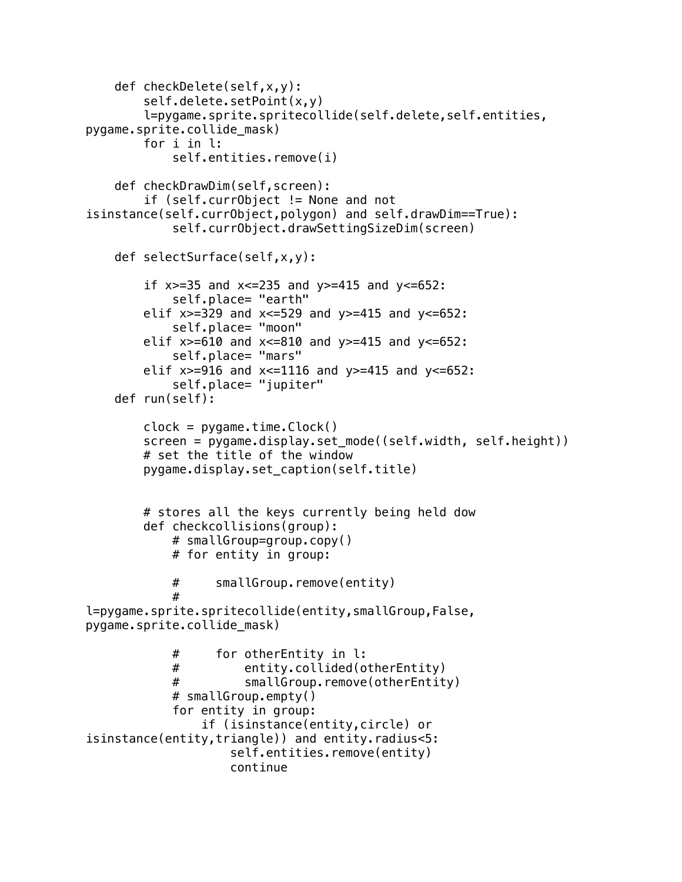```
    def checkDelete(self,x,y):
        self.delete.setPoint(x,y)
        l=pygame.sprite.spritecollide(self.delete,self.entities,
pygame.sprite.collide_mask)
        for i in l:
            self.entities.remove(i)

    def checkDrawDim(self,screen):
        if (self.currObject != None and not
isinstance(self.currObject,polygon) and self.drawDim==True):
            self.currObject.drawSettingSizeDim(screen)

    def selectSurface(self,x,y):

        if x>=35 and x<=235 and y>=415 and y<=652:
            self.place= "earth"
        elif x>=329 and x<=529 and y>=415 and y<=652:
            self.place= "moon"
        elif x>=610 and x<=810 and y>=415 and y<=652:
            self.place= "mars"
        elif x>=916 and x<=1116 and y>=415 and y<=652:
            self.place= "jupiter"
    def run(self):

        clock = pygame.time.Clock()
        screen = pygame.display.set_mode((self.width, self.height))
        # set the title of the window
        pygame.display.set_caption(self.title)


        # stores all the keys currently being held dow
        def checkcollisions(group):
            # smallGroup=group.copy()
            # for entity in group:

            #     smallGroup.remove(entity)
            #
l=pygame.sprite.spritecollide(entity,smallGroup,False,
pygame.sprite.collide_mask)

            #     for otherEntity in l:
            #         entity.collided(otherEntity)
            #         smallGroup.remove(otherEntity)
            # smallGroup.empty()
            for entity in group:
                if (isinstance(entity,circle) or
isinstance(entity,triangle)) and entity.radius<5:
                    self.entities.remove(entity)
                    continue
```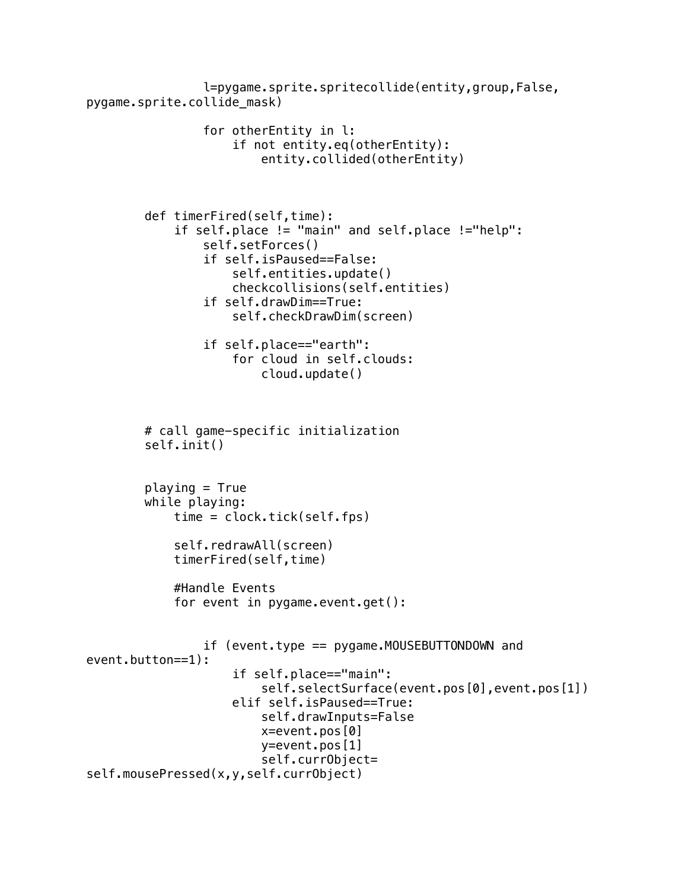```
                l=pygame.sprite.spritecollide(entity,group,False,
pygame.sprite.collide_mask)

                for otherEntity in l:
                    if not entity.eq(otherEntity):
                        entity.collided(otherEntity)



        def timerFired(self,time):
            if self.place != "main" and self.place !="help":
                self.setForces()
                if self.isPaused==False:
                    self.entities.update()
                    checkcollisions(self.entities)
                if self.drawDim==True:
                    self.checkDrawDim(screen)

                if self.place=="earth":
                    for cloud in self.clouds:
                        cloud.update()



        # call game-specific initialization
        self.init()


        playing = True
        while playing:
            time = clock.tick(self.fps)

            self.redrawAll(screen)
            timerFired(self,time)

            #Handle Events
            for event in pygame.event.get():


                if (event.type == pygame.MOUSEBUTTONDOWN and
event.button==1):
                    if self.place=="main":
                        self.selectSurface(event.pos[0],event.pos[1])
                    elif self.isPaused==True:
                        self.drawInputs=False
                        x=event.pos[0]
                        y=event.pos[1]
                        self.currObject=
self.mousePressed(x,y,self.currObject)
```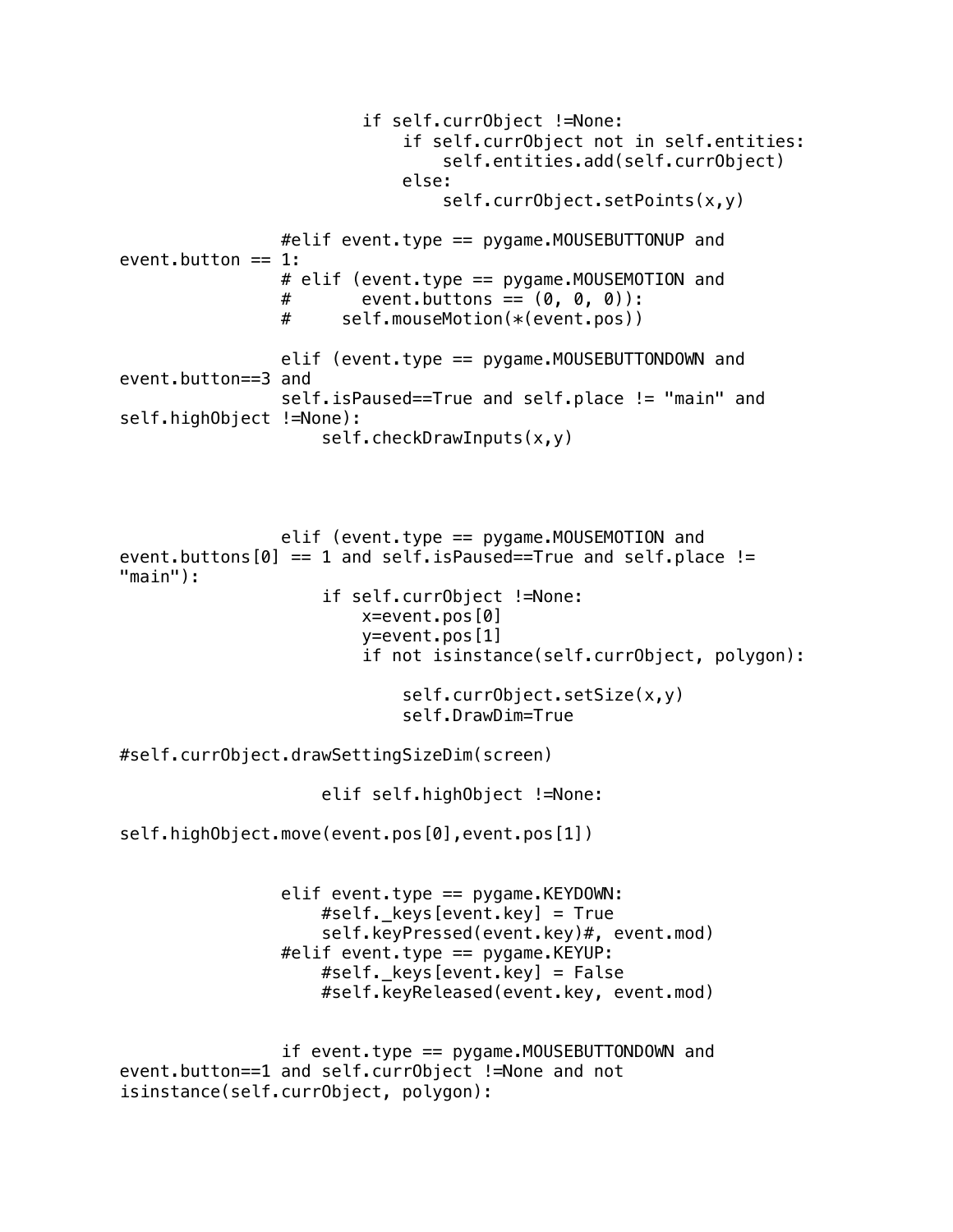```
                        if self.currObject !=None:
                            if self.currObject not in self.entities:
                                self.entities.add(self.currObject)
                            else:
                                self.currObject.setPoints(x,y)

                #elif event.type == pygame.MOUSEBUTTONUP and 
event.button == 1:
                # elif (event.type == pygame.MOUSEMOTION and
                #       event.buttons == (0, 0, 0)):
                #     self.mouseMotion(*(event.pos))

                elif (event.type == pygame.MOUSEBUTTONDOWN and 
event.button==3 and
                self.isPaused==True and self.place != "main" and 
self.highObject !=None):
                    self.checkDrawInputs(x,y)




                elif (event.type == pygame.MOUSEMOTION and 
event.buttons[0] == 1 and self.isPaused==True and self.place != 
"main"):
                    if self.currObject !=None:
                        x=event.pos[0]
                        y=event.pos[1]
                        if not isinstance(self.currObject, polygon):

                            self.currObject.setSize(x,y)
                            self.DrawDim=True

#self.currObject.drawSettingSizeDim(screen)

                    elif self.highObject !=None:

self.highObject.move(event.pos[0],event.pos[1])


                elif event.type == pygame.KEYDOWN:
                    #self._keys[event.key] = True
                    self.keyPressed(event.key)#, event.mod)
                #elif event.type == pygame.KEYUP:
                    #self._keys[event.key] = False
                    #self.keyReleased(event.key, event.mod)


                if event.type == pygame.MOUSEBUTTONDOWN and 
event.button==1 and self.currObject !=None and not 
isinstance(self.currObject, polygon):
```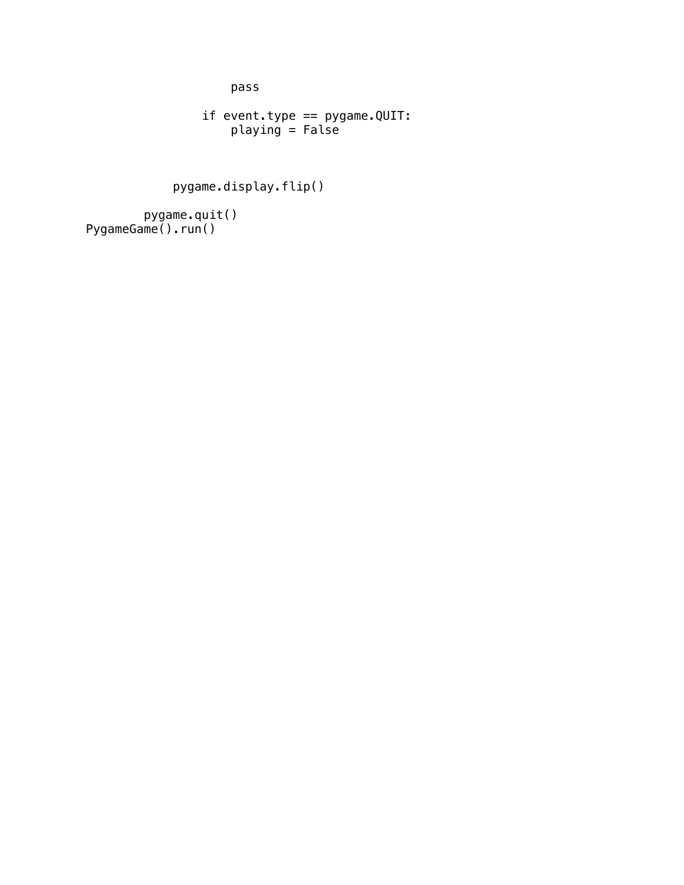```
                    pass

                if event.type == pygame.QUIT:
                    playing = False



            pygame.display.flip()

        pygame.quit()
PygameGame().run()
```